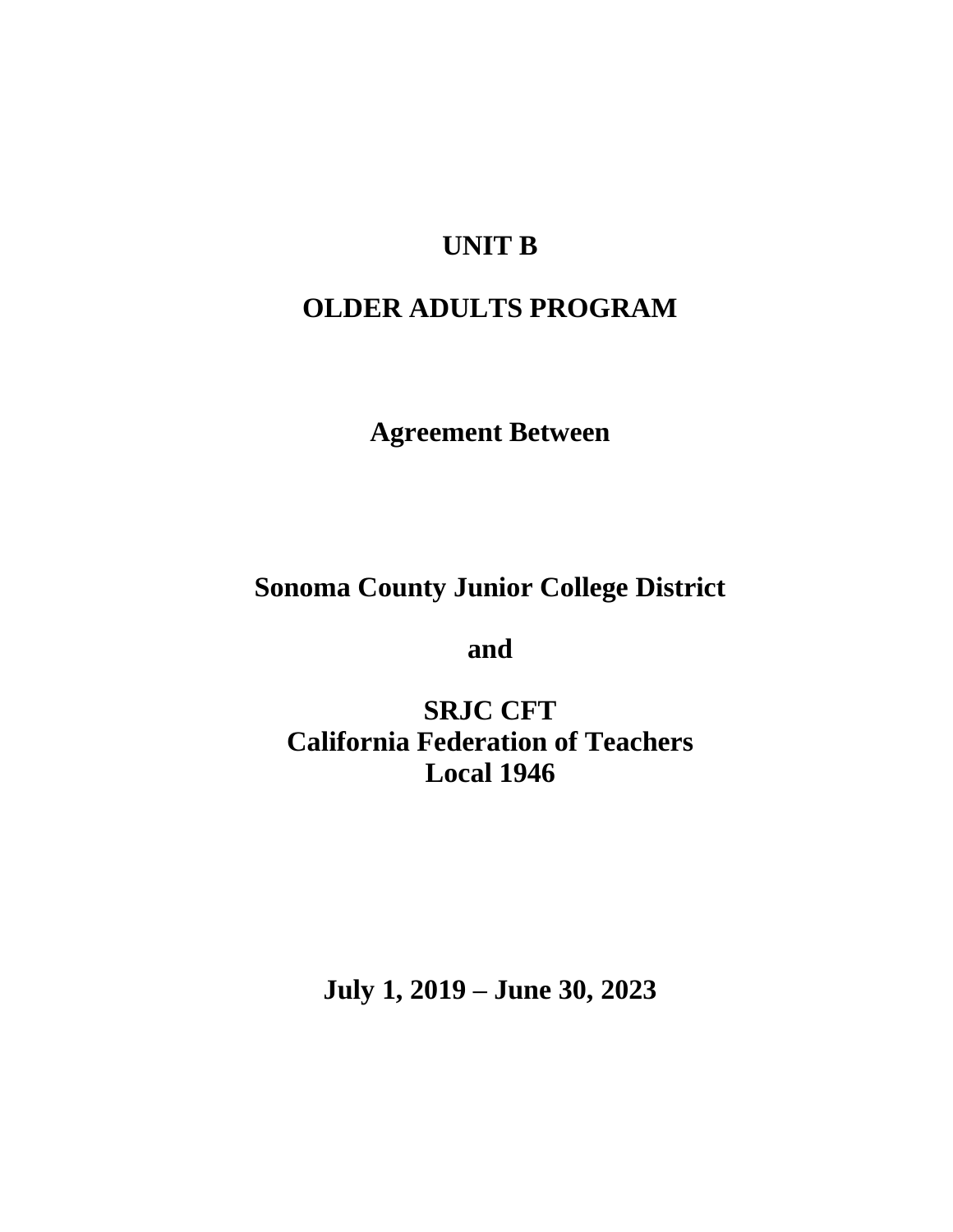# UNIT B

# OLDER ADULTS PROGRAM

## Agreement Between

**Sonoma County Junior College District**

**and**

**SRJC CFT**
**California Federation of Teachers**
**Local 1946**

**July 1, 2019 – June 30, 2023**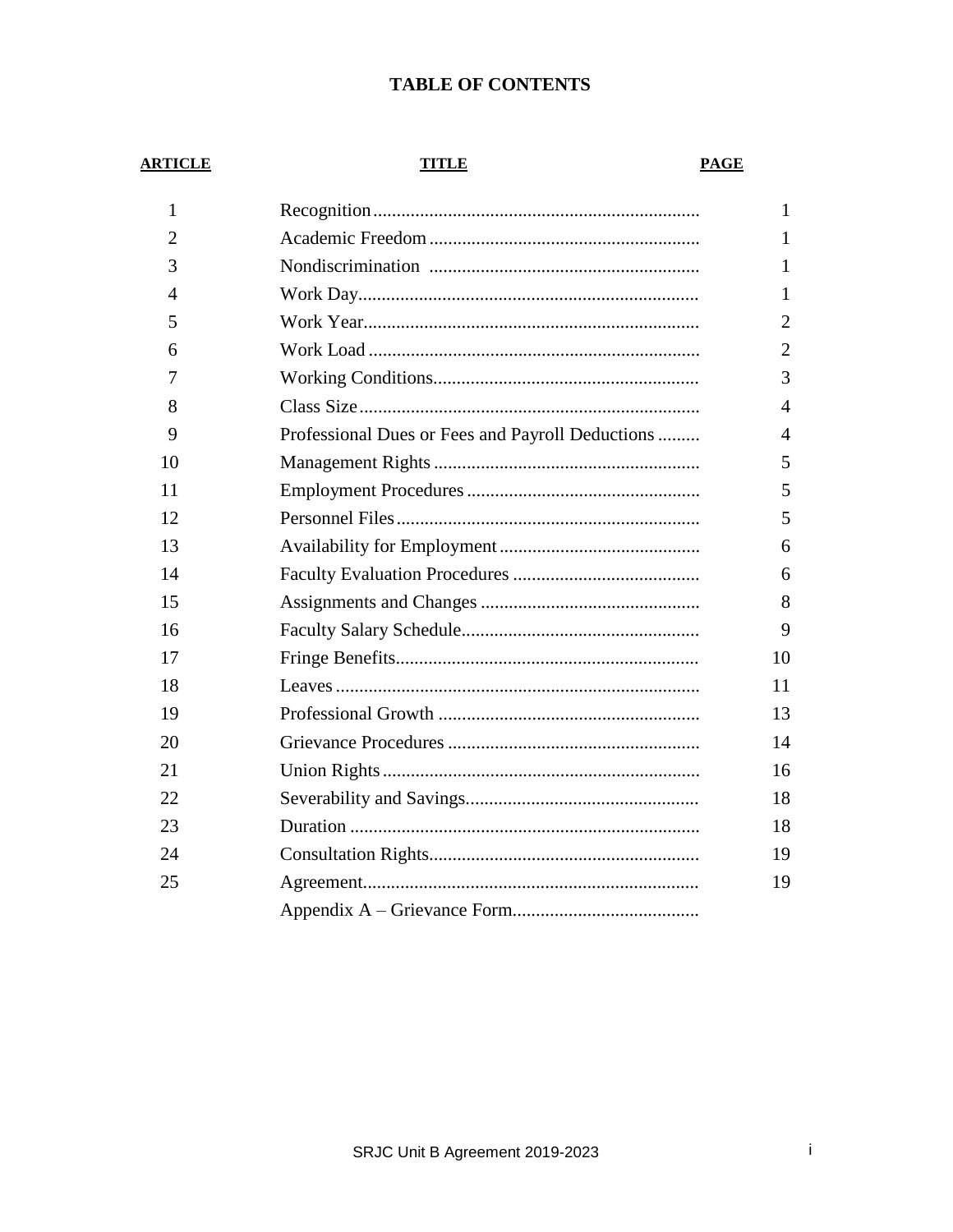# TABLE OF CONTENTS

| ARTICLE | TITLE | PAGE |
|---|---|---|
| 1 | Recognition | 1 |
| 2 | Academic Freedom | 1 |
| 3 | Nondiscrimination | 1 |
| 4 | Work Day | 1 |
| 5 | Work Year | 2 |
| 6 | Work Load | 2 |
| 7 | Working Conditions | 3 |
| 8 | Class Size | 4 |
| 9 | Professional Dues or Fees and Payroll Deductions | 4 |
| 10 | Management Rights | 5 |
| 11 | Employment Procedures | 5 |
| 12 | Personnel Files | 5 |
| 13 | Availability for Employment | 6 |
| 14 | Faculty Evaluation Procedures | 6 |
| 15 | Assignments and Changes | 8 |
| 16 | Faculty Salary Schedule | 9 |
| 17 | Fringe Benefits | 10 |
| 18 | Leaves | 11 |
| 19 | Professional Growth | 13 |
| 20 | Grievance Procedures | 14 |
| 21 | Union Rights | 16 |
| 22 | Severability and Savings | 18 |
| 23 | Duration | 18 |
| 24 | Consultation Rights | 19 |
| 25 | Agreement | 19 |
| | Appendix A – Grievance Form | |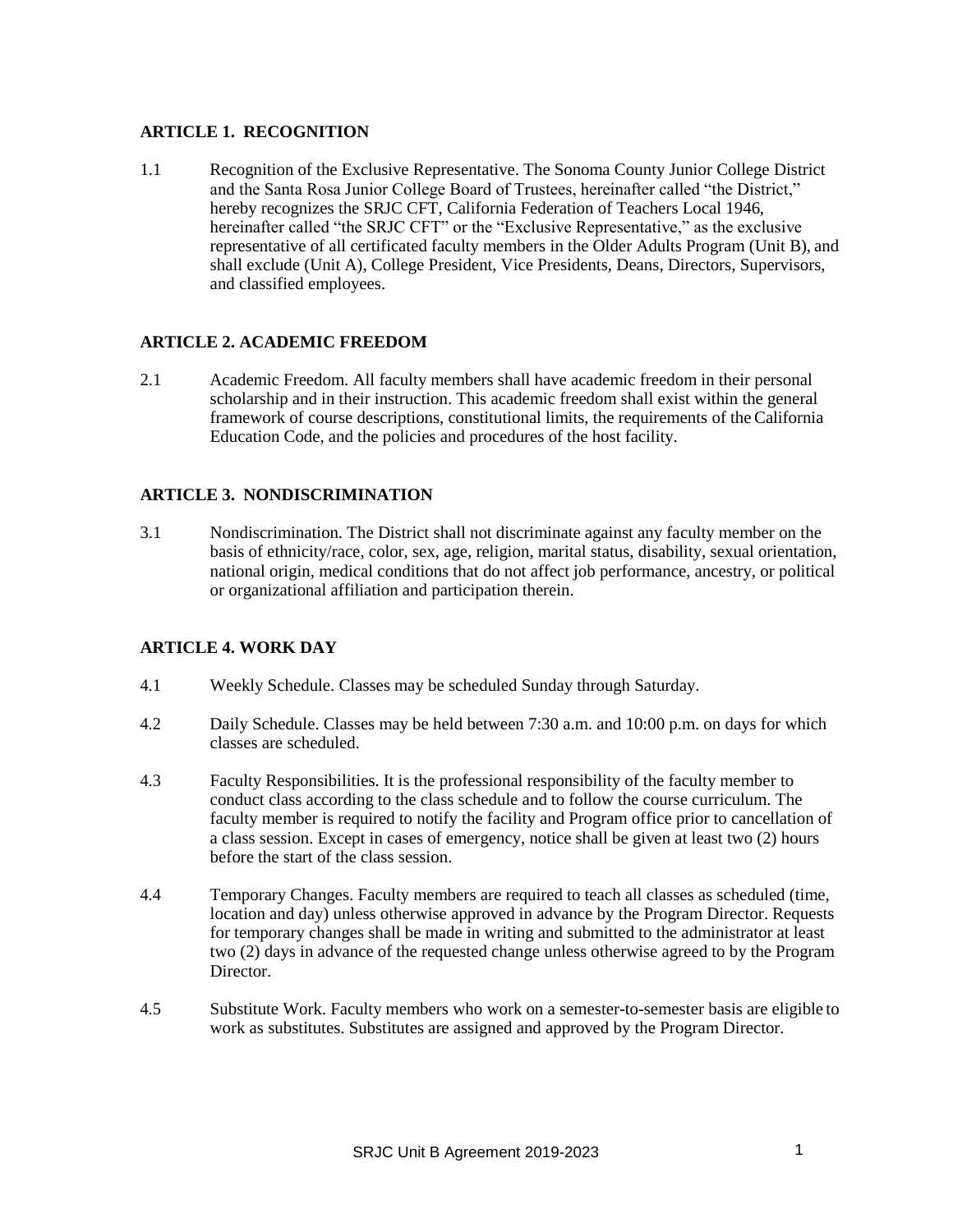## ARTICLE 1. RECOGNITION

1.1 Recognition of the Exclusive Representative. The Sonoma County Junior College District and the Santa Rosa Junior College Board of Trustees, hereinafter called "the District," hereby recognizes the SRJC CFT, California Federation of Teachers Local 1946, hereinafter called "the SRJC CFT" or the "Exclusive Representative," as the exclusive representative of all certificated faculty members in the Older Adults Program (Unit B), and shall exclude (Unit A), College President, Vice Presidents, Deans, Directors, Supervisors, and classified employees.

## ARTICLE 2. ACADEMIC FREEDOM

2.1 Academic Freedom. All faculty members shall have academic freedom in their personal scholarship and in their instruction. This academic freedom shall exist within the general framework of course descriptions, constitutional limits, the requirements of the California Education Code, and the policies and procedures of the host facility.

## ARTICLE 3. NONDISCRIMINATION

3.1 Nondiscrimination. The District shall not discriminate against any faculty member on the basis of ethnicity/race, color, sex, age, religion, marital status, disability, sexual orientation, national origin, medical conditions that do not affect job performance, ancestry, or political or organizational affiliation and participation therein.

## ARTICLE 4. WORK DAY

4.1 Weekly Schedule. Classes may be scheduled Sunday through Saturday.

4.2 Daily Schedule. Classes may be held between 7:30 a.m. and 10:00 p.m. on days for which classes are scheduled.

4.3 Faculty Responsibilities. It is the professional responsibility of the faculty member to conduct class according to the class schedule and to follow the course curriculum. The faculty member is required to notify the facility and Program office prior to cancellation of a class session. Except in cases of emergency, notice shall be given at least two (2) hours before the start of the class session.

4.4 Temporary Changes. Faculty members are required to teach all classes as scheduled (time, location and day) unless otherwise approved in advance by the Program Director. Requests for temporary changes shall be made in writing and submitted to the administrator at least two (2) days in advance of the requested change unless otherwise agreed to by the Program Director.

4.5 Substitute Work. Faculty members who work on a semester-to-semester basis are eligible to work as substitutes. Substitutes are assigned and approved by the Program Director.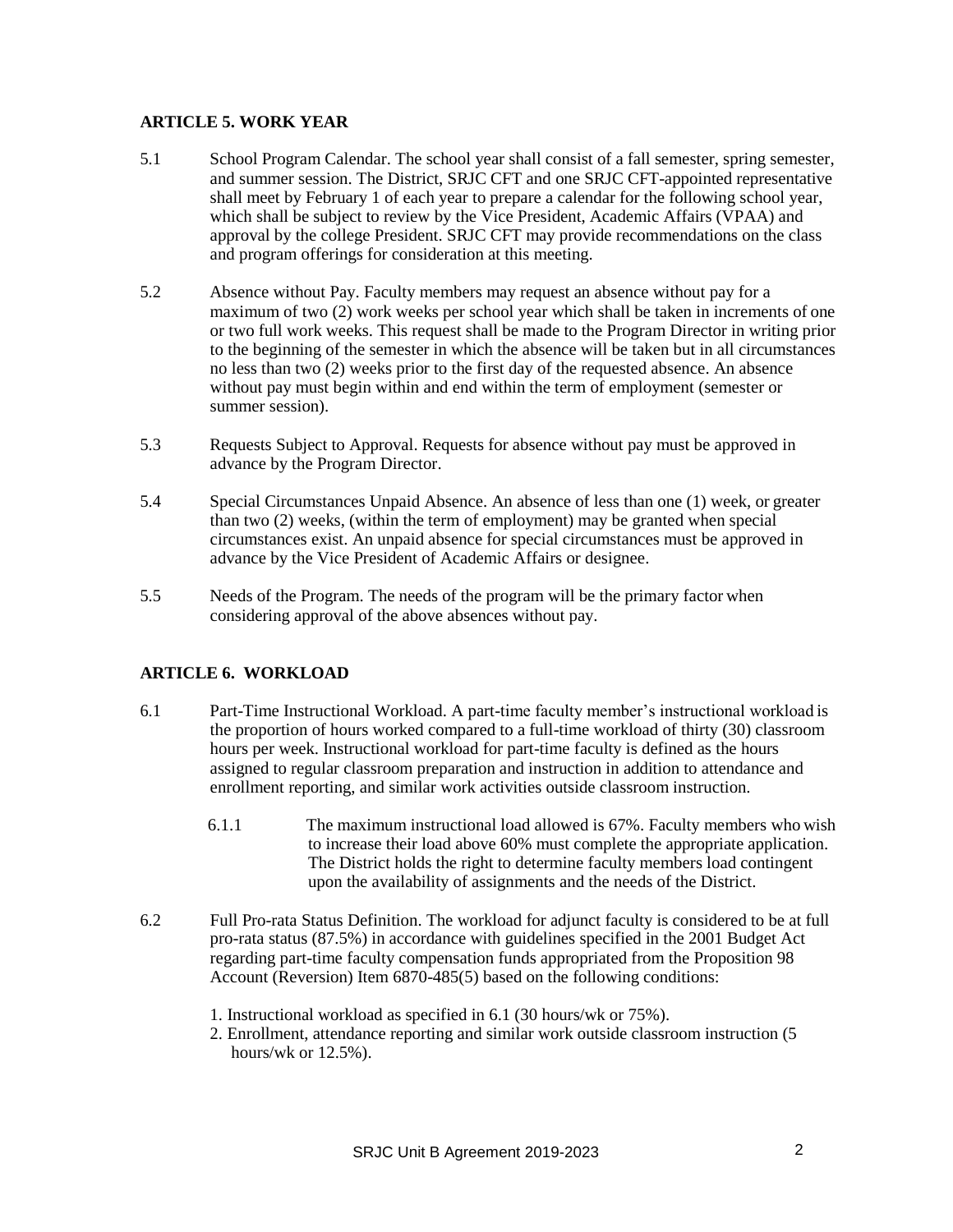## ARTICLE 5. WORK YEAR

5.1 School Program Calendar. The school year shall consist of a fall semester, spring semester, and summer session. The District, SRJC CFT and one SRJC CFT-appointed representative shall meet by February 1 of each year to prepare a calendar for the following school year, which shall be subject to review by the Vice President, Academic Affairs (VPAA) and approval by the college President. SRJC CFT may provide recommendations on the class and program offerings for consideration at this meeting.

5.2 Absence without Pay. Faculty members may request an absence without pay for a maximum of two (2) work weeks per school year which shall be taken in increments of one or two full work weeks. This request shall be made to the Program Director in writing prior to the beginning of the semester in which the absence will be taken but in all circumstances no less than two (2) weeks prior to the first day of the requested absence. An absence without pay must begin within and end within the term of employment (semester or summer session).

5.3 Requests Subject to Approval. Requests for absence without pay must be approved in advance by the Program Director.

5.4 Special Circumstances Unpaid Absence. An absence of less than one (1) week, or greater than two (2) weeks, (within the term of employment) may be granted when special circumstances exist. An unpaid absence for special circumstances must be approved in advance by the Vice President of Academic Affairs or designee.

5.5 Needs of the Program. The needs of the program will be the primary factor when considering approval of the above absences without pay.

## ARTICLE 6. WORKLOAD

6.1 Part-Time Instructional Workload. A part-time faculty member's instructional workload is the proportion of hours worked compared to a full-time workload of thirty (30) classroom hours per week. Instructional workload for part-time faculty is defined as the hours assigned to regular classroom preparation and instruction in addition to attendance and enrollment reporting, and similar work activities outside classroom instruction.

6.1.1 The maximum instructional load allowed is 67%. Faculty members who wish to increase their load above 60% must complete the appropriate application. The District holds the right to determine faculty members load contingent upon the availability of assignments and the needs of the District.

6.2 Full Pro-rata Status Definition. The workload for adjunct faculty is considered to be at full pro-rata status (87.5%) in accordance with guidelines specified in the 2001 Budget Act regarding part-time faculty compensation funds appropriated from the Proposition 98 Account (Reversion) Item 6870-485(5) based on the following conditions:

1. Instructional workload as specified in 6.1 (30 hours/wk or 75%).
2. Enrollment, attendance reporting and similar work outside classroom instruction (5 hours/wk or 12.5%).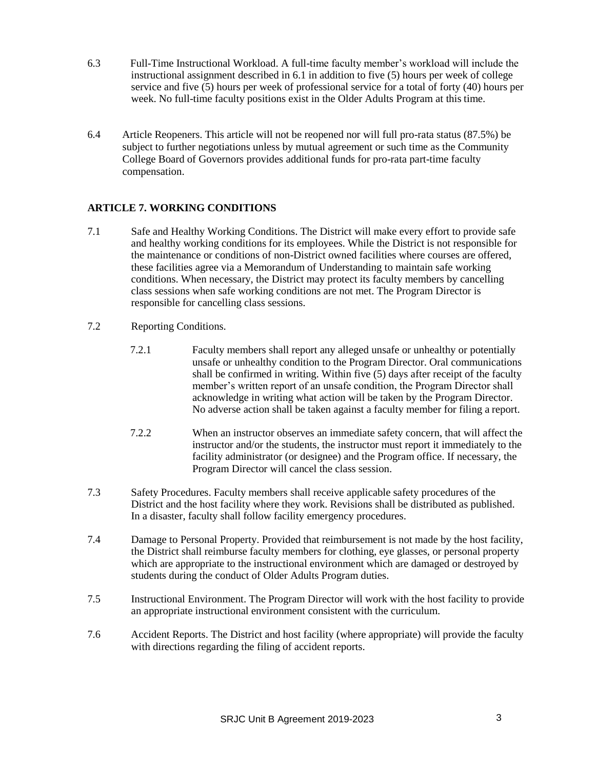6.3 Full-Time Instructional Workload. A full-time faculty member's workload will include the instructional assignment described in 6.1 in addition to five (5) hours per week of college service and five (5) hours per week of professional service for a total of forty (40) hours per week. No full-time faculty positions exist in the Older Adults Program at this time.

6.4 Article Reopeners. This article will not be reopened nor will full pro-rata status (87.5%) be subject to further negotiations unless by mutual agreement or such time as the Community College Board of Governors provides additional funds for pro-rata part-time faculty compensation.

## ARTICLE 7. WORKING CONDITIONS

7.1 Safe and Healthy Working Conditions. The District will make every effort to provide safe and healthy working conditions for its employees. While the District is not responsible for the maintenance or conditions of non-District owned facilities where courses are offered, these facilities agree via a Memorandum of Understanding to maintain safe working conditions. When necessary, the District may protect its faculty members by cancelling class sessions when safe working conditions are not met. The Program Director is responsible for cancelling class sessions.

7.2 Reporting Conditions.

7.2.1 Faculty members shall report any alleged unsafe or unhealthy or potentially unsafe or unhealthy condition to the Program Director. Oral communications shall be confirmed in writing. Within five (5) days after receipt of the faculty member's written report of an unsafe condition, the Program Director shall acknowledge in writing what action will be taken by the Program Director. No adverse action shall be taken against a faculty member for filing a report.

7.2.2 When an instructor observes an immediate safety concern, that will affect the instructor and/or the students, the instructor must report it immediately to the facility administrator (or designee) and the Program office. If necessary, the Program Director will cancel the class session.

7.3 Safety Procedures. Faculty members shall receive applicable safety procedures of the District and the host facility where they work. Revisions shall be distributed as published. In a disaster, faculty shall follow facility emergency procedures.

7.4 Damage to Personal Property. Provided that reimbursement is not made by the host facility, the District shall reimburse faculty members for clothing, eye glasses, or personal property which are appropriate to the instructional environment which are damaged or destroyed by students during the conduct of Older Adults Program duties.

7.5 Instructional Environment. The Program Director will work with the host facility to provide an appropriate instructional environment consistent with the curriculum.

7.6 Accident Reports. The District and host facility (where appropriate) will provide the faculty with directions regarding the filing of accident reports.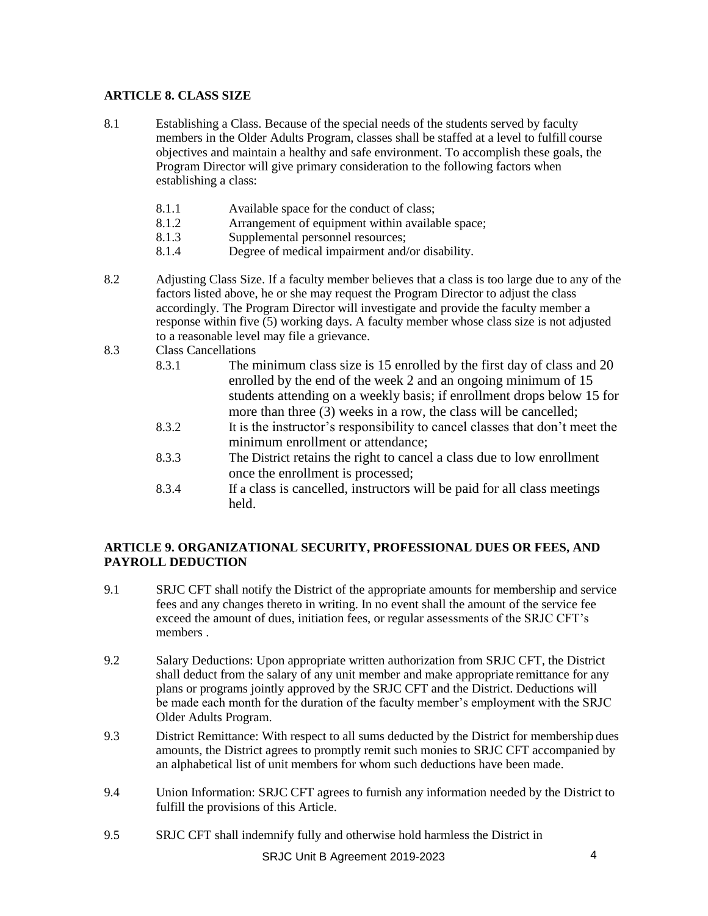## ARTICLE 8. CLASS SIZE

8.1 Establishing a Class. Because of the special needs of the students served by faculty members in the Older Adults Program, classes shall be staffed at a level to fulfill course objectives and maintain a healthy and safe environment. To accomplish these goals, the Program Director will give primary consideration to the following factors when establishing a class:

- 8.1.1 Available space for the conduct of class;
- 8.1.2 Arrangement of equipment within available space;
- 8.1.3 Supplemental personnel resources;
- 8.1.4 Degree of medical impairment and/or disability.

8.2 Adjusting Class Size. If a faculty member believes that a class is too large due to any of the factors listed above, he or she may request the Program Director to adjust the class accordingly. The Program Director will investigate and provide the faculty member a response within five (5) working days. A faculty member whose class size is not adjusted to a reasonable level may file a grievance.

8.3 Class Cancellations

- 8.3.1 The minimum class size is 15 enrolled by the first day of class and 20 enrolled by the end of the week 2 and an ongoing minimum of 15 students attending on a weekly basis; if enrollment drops below 15 for more than three (3) weeks in a row, the class will be cancelled;
- 8.3.2 It is the instructor's responsibility to cancel classes that don't meet the minimum enrollment or attendance;
- 8.3.3 The District retains the right to cancel a class due to low enrollment once the enrollment is processed;
- 8.3.4 If a class is cancelled, instructors will be paid for all class meetings held.

## ARTICLE 9. ORGANIZATIONAL SECURITY, PROFESSIONAL DUES OR FEES, AND PAYROLL DEDUCTION

9.1 SRJC CFT shall notify the District of the appropriate amounts for membership and service fees and any changes thereto in writing. In no event shall the amount of the service fee exceed the amount of dues, initiation fees, or regular assessments of the SRJC CFT's members .

9.2 Salary Deductions: Upon appropriate written authorization from SRJC CFT, the District shall deduct from the salary of any unit member and make appropriate remittance for any plans or programs jointly approved by the SRJC CFT and the District. Deductions will be made each month for the duration of the faculty member's employment with the SRJC Older Adults Program.

9.3 District Remittance: With respect to all sums deducted by the District for membership dues amounts, the District agrees to promptly remit such monies to SRJC CFT accompanied by an alphabetical list of unit members for whom such deductions have been made.

9.4 Union Information: SRJC CFT agrees to furnish any information needed by the District to fulfill the provisions of this Article.

9.5 SRJC CFT shall indemnify fully and otherwise hold harmless the District in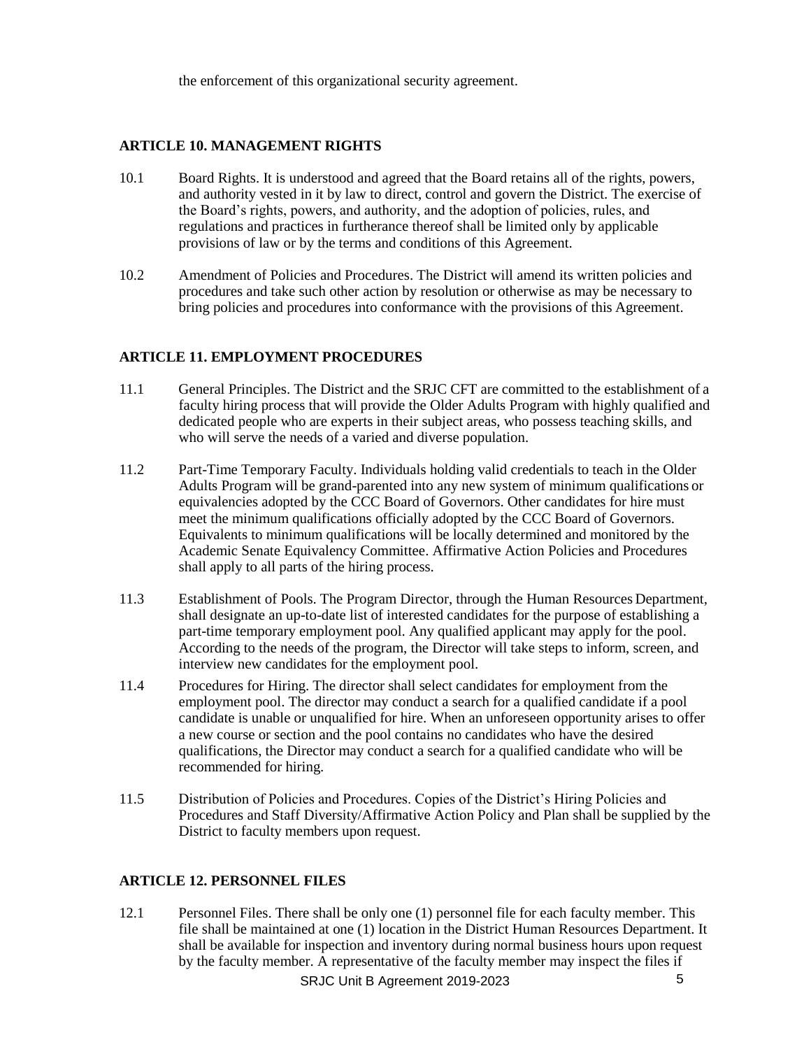the enforcement of this organizational security agreement.

## ARTICLE 10. MANAGEMENT RIGHTS

10.1 Board Rights. It is understood and agreed that the Board retains all of the rights, powers, and authority vested in it by law to direct, control and govern the District. The exercise of the Board's rights, powers, and authority, and the adoption of policies, rules, and regulations and practices in furtherance thereof shall be limited only by applicable provisions of law or by the terms and conditions of this Agreement.

10.2 Amendment of Policies and Procedures. The District will amend its written policies and procedures and take such other action by resolution or otherwise as may be necessary to bring policies and procedures into conformance with the provisions of this Agreement.

## ARTICLE 11. EMPLOYMENT PROCEDURES

11.1 General Principles. The District and the SRJC CFT are committed to the establishment of a faculty hiring process that will provide the Older Adults Program with highly qualified and dedicated people who are experts in their subject areas, who possess teaching skills, and who will serve the needs of a varied and diverse population.

11.2 Part-Time Temporary Faculty. Individuals holding valid credentials to teach in the Older Adults Program will be grand-parented into any new system of minimum qualifications or equivalencies adopted by the CCC Board of Governors. Other candidates for hire must meet the minimum qualifications officially adopted by the CCC Board of Governors. Equivalents to minimum qualifications will be locally determined and monitored by the Academic Senate Equivalency Committee. Affirmative Action Policies and Procedures shall apply to all parts of the hiring process.

11.3 Establishment of Pools. The Program Director, through the Human Resources Department, shall designate an up-to-date list of interested candidates for the purpose of establishing a part-time temporary employment pool. Any qualified applicant may apply for the pool. According to the needs of the program, the Director will take steps to inform, screen, and interview new candidates for the employment pool.

11.4 Procedures for Hiring. The director shall select candidates for employment from the employment pool. The director may conduct a search for a qualified candidate if a pool candidate is unable or unqualified for hire. When an unforeseen opportunity arises to offer a new course or section and the pool contains no candidates who have the desired qualifications, the Director may conduct a search for a qualified candidate who will be recommended for hiring.

11.5 Distribution of Policies and Procedures. Copies of the District's Hiring Policies and Procedures and Staff Diversity/Affirmative Action Policy and Plan shall be supplied by the District to faculty members upon request.

## ARTICLE 12. PERSONNEL FILES

12.1 Personnel Files. There shall be only one (1) personnel file for each faculty member. This file shall be maintained at one (1) location in the District Human Resources Department. It shall be available for inspection and inventory during normal business hours upon request by the faculty member. A representative of the faculty member may inspect the files if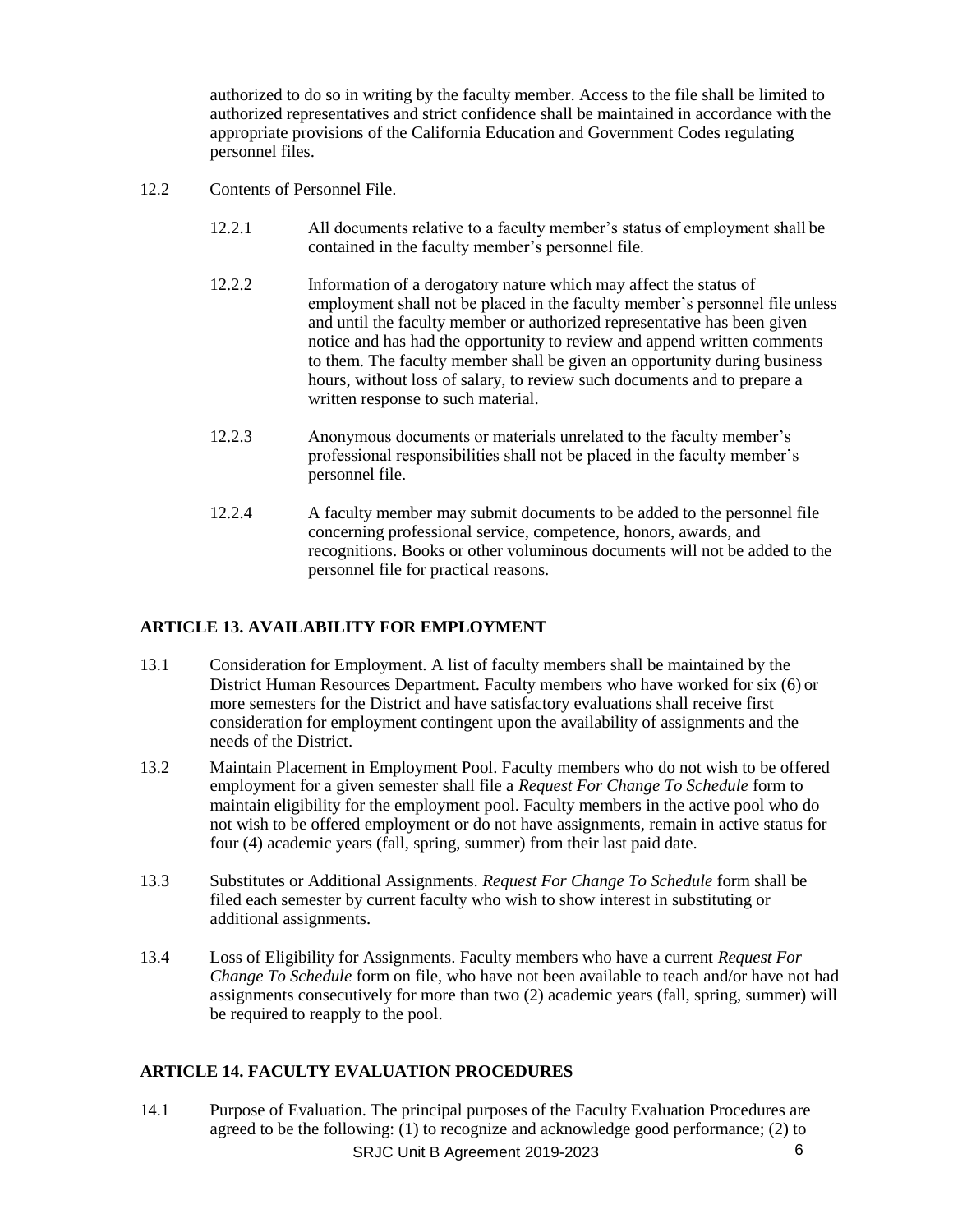authorized to do so in writing by the faculty member. Access to the file shall be limited to authorized representatives and strict confidence shall be maintained in accordance with the appropriate provisions of the California Education and Government Codes regulating personnel files.

12.2 Contents of Personnel File.

12.2.1 All documents relative to a faculty member's status of employment shall be contained in the faculty member's personnel file.

12.2.2 Information of a derogatory nature which may affect the status of employment shall not be placed in the faculty member's personnel file unless and until the faculty member or authorized representative has been given notice and has had the opportunity to review and append written comments to them. The faculty member shall be given an opportunity during business hours, without loss of salary, to review such documents and to prepare a written response to such material.

12.2.3 Anonymous documents or materials unrelated to the faculty member's professional responsibilities shall not be placed in the faculty member's personnel file.

12.2.4 A faculty member may submit documents to be added to the personnel file concerning professional service, competence, honors, awards, and recognitions. Books or other voluminous documents will not be added to the personnel file for practical reasons.

## ARTICLE 13. AVAILABILITY FOR EMPLOYMENT

13.1 Consideration for Employment. A list of faculty members shall be maintained by the District Human Resources Department. Faculty members who have worked for six (6) or more semesters for the District and have satisfactory evaluations shall receive first consideration for employment contingent upon the availability of assignments and the needs of the District.

13.2 Maintain Placement in Employment Pool. Faculty members who do not wish to be offered employment for a given semester shall file a *Request For Change To Schedule* form to maintain eligibility for the employment pool. Faculty members in the active pool who do not wish to be offered employment or do not have assignments, remain in active status for four (4) academic years (fall, spring, summer) from their last paid date.

13.3 Substitutes or Additional Assignments. *Request For Change To Schedule* form shall be filed each semester by current faculty who wish to show interest in substituting or additional assignments.

13.4 Loss of Eligibility for Assignments. Faculty members who have a current *Request For Change To Schedule* form on file, who have not been available to teach and/or have not had assignments consecutively for more than two (2) academic years (fall, spring, summer) will be required to reapply to the pool.

## ARTICLE 14. FACULTY EVALUATION PROCEDURES

14.1 Purpose of Evaluation. The principal purposes of the Faculty Evaluation Procedures are agreed to be the following: (1) to recognize and acknowledge good performance; (2) to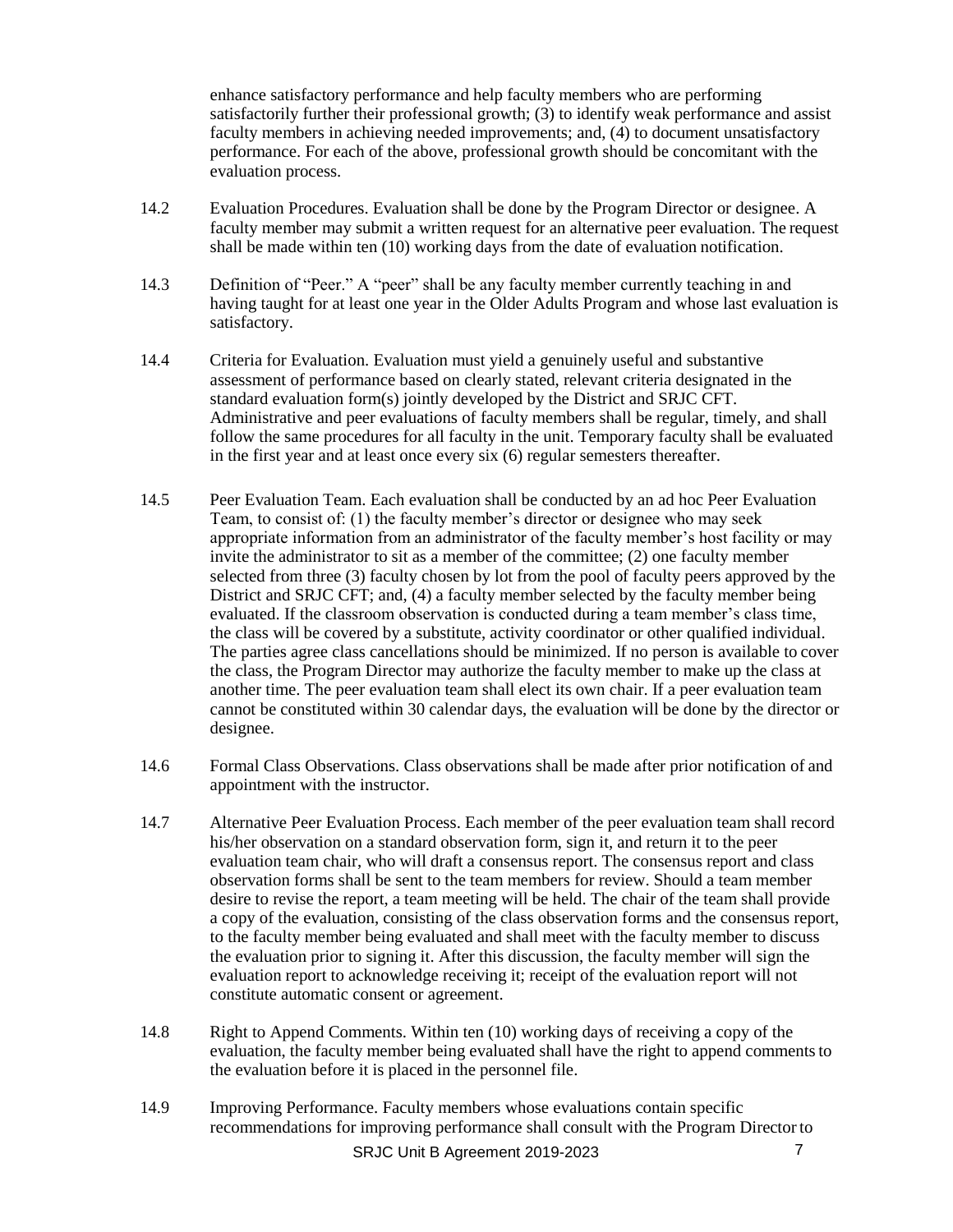enhance satisfactory performance and help faculty members who are performing satisfactorily further their professional growth; (3) to identify weak performance and assist faculty members in achieving needed improvements; and, (4) to document unsatisfactory performance. For each of the above, professional growth should be concomitant with the evaluation process.

14.2 Evaluation Procedures. Evaluation shall be done by the Program Director or designee. A faculty member may submit a written request for an alternative peer evaluation. The request shall be made within ten (10) working days from the date of evaluation notification.

14.3 Definition of "Peer." A "peer" shall be any faculty member currently teaching in and having taught for at least one year in the Older Adults Program and whose last evaluation is satisfactory.

14.4 Criteria for Evaluation. Evaluation must yield a genuinely useful and substantive assessment of performance based on clearly stated, relevant criteria designated in the standard evaluation form(s) jointly developed by the District and SRJC CFT. Administrative and peer evaluations of faculty members shall be regular, timely, and shall follow the same procedures for all faculty in the unit. Temporary faculty shall be evaluated in the first year and at least once every six (6) regular semesters thereafter.

14.5 Peer Evaluation Team. Each evaluation shall be conducted by an ad hoc Peer Evaluation Team, to consist of: (1) the faculty member's director or designee who may seek appropriate information from an administrator of the faculty member's host facility or may invite the administrator to sit as a member of the committee; (2) one faculty member selected from three (3) faculty chosen by lot from the pool of faculty peers approved by the District and SRJC CFT; and, (4) a faculty member selected by the faculty member being evaluated. If the classroom observation is conducted during a team member's class time, the class will be covered by a substitute, activity coordinator or other qualified individual. The parties agree class cancellations should be minimized. If no person is available to cover the class, the Program Director may authorize the faculty member to make up the class at another time. The peer evaluation team shall elect its own chair. If a peer evaluation team cannot be constituted within 30 calendar days, the evaluation will be done by the director or designee.

14.6 Formal Class Observations. Class observations shall be made after prior notification of and appointment with the instructor.

14.7 Alternative Peer Evaluation Process. Each member of the peer evaluation team shall record his/her observation on a standard observation form, sign it, and return it to the peer evaluation team chair, who will draft a consensus report. The consensus report and class observation forms shall be sent to the team members for review. Should a team member desire to revise the report, a team meeting will be held. The chair of the team shall provide a copy of the evaluation, consisting of the class observation forms and the consensus report, to the faculty member being evaluated and shall meet with the faculty member to discuss the evaluation prior to signing it. After this discussion, the faculty member will sign the evaluation report to acknowledge receiving it; receipt of the evaluation report will not constitute automatic consent or agreement.

14.8 Right to Append Comments. Within ten (10) working days of receiving a copy of the evaluation, the faculty member being evaluated shall have the right to append comments to the evaluation before it is placed in the personnel file.

14.9 Improving Performance. Faculty members whose evaluations contain specific recommendations for improving performance shall consult with the Program Director to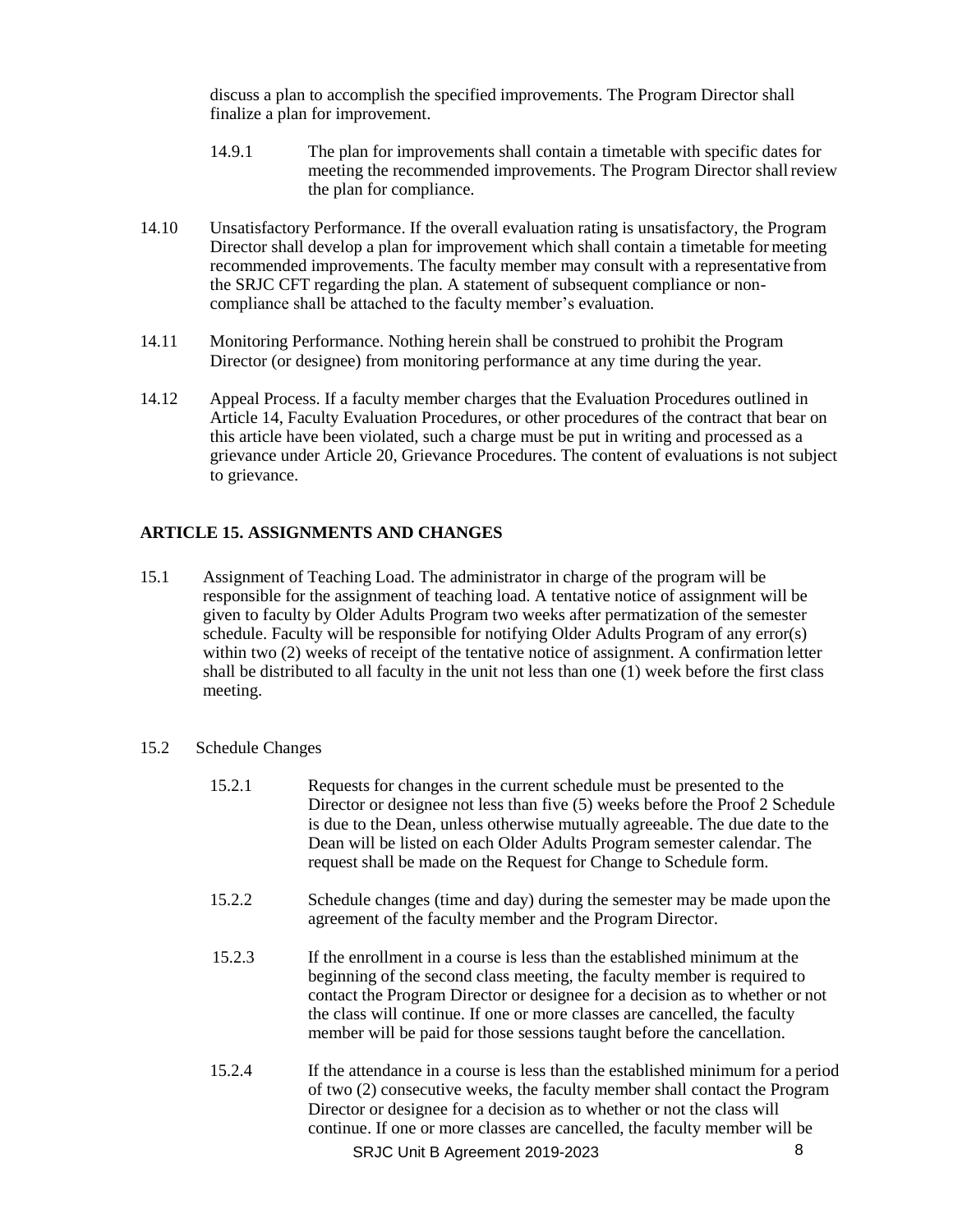discuss a plan to accomplish the specified improvements. The Program Director shall finalize a plan for improvement.

14.9.1 The plan for improvements shall contain a timetable with specific dates for meeting the recommended improvements. The Program Director shall review the plan for compliance.

14.10 Unsatisfactory Performance. If the overall evaluation rating is unsatisfactory, the Program Director shall develop a plan for improvement which shall contain a timetable for meeting recommended improvements. The faculty member may consult with a representative from the SRJC CFT regarding the plan. A statement of subsequent compliance or non-compliance shall be attached to the faculty member's evaluation.

14.11 Monitoring Performance. Nothing herein shall be construed to prohibit the Program Director (or designee) from monitoring performance at any time during the year.

14.12 Appeal Process. If a faculty member charges that the Evaluation Procedures outlined in Article 14, Faculty Evaluation Procedures, or other procedures of the contract that bear on this article have been violated, such a charge must be put in writing and processed as a grievance under Article 20, Grievance Procedures. The content of evaluations is not subject to grievance.

## ARTICLE 15. ASSIGNMENTS AND CHANGES

15.1 Assignment of Teaching Load. The administrator in charge of the program will be responsible for the assignment of teaching load. A tentative notice of assignment will be given to faculty by Older Adults Program two weeks after permatization of the semester schedule. Faculty will be responsible for notifying Older Adults Program of any error(s) within two (2) weeks of receipt of the tentative notice of assignment. A confirmation letter shall be distributed to all faculty in the unit not less than one (1) week before the first class meeting.

15.2 Schedule Changes

15.2.1 Requests for changes in the current schedule must be presented to the Director or designee not less than five (5) weeks before the Proof 2 Schedule is due to the Dean, unless otherwise mutually agreeable. The due date to the Dean will be listed on each Older Adults Program semester calendar. The request shall be made on the Request for Change to Schedule form.

15.2.2 Schedule changes (time and day) during the semester may be made upon the agreement of the faculty member and the Program Director.

15.2.3 If the enrollment in a course is less than the established minimum at the beginning of the second class meeting, the faculty member is required to contact the Program Director or designee for a decision as to whether or not the class will continue. If one or more classes are cancelled, the faculty member will be paid for those sessions taught before the cancellation.

15.2.4 If the attendance in a course is less than the established minimum for a period of two (2) consecutive weeks, the faculty member shall contact the Program Director or designee for a decision as to whether or not the class will continue. If one or more classes are cancelled, the faculty member will be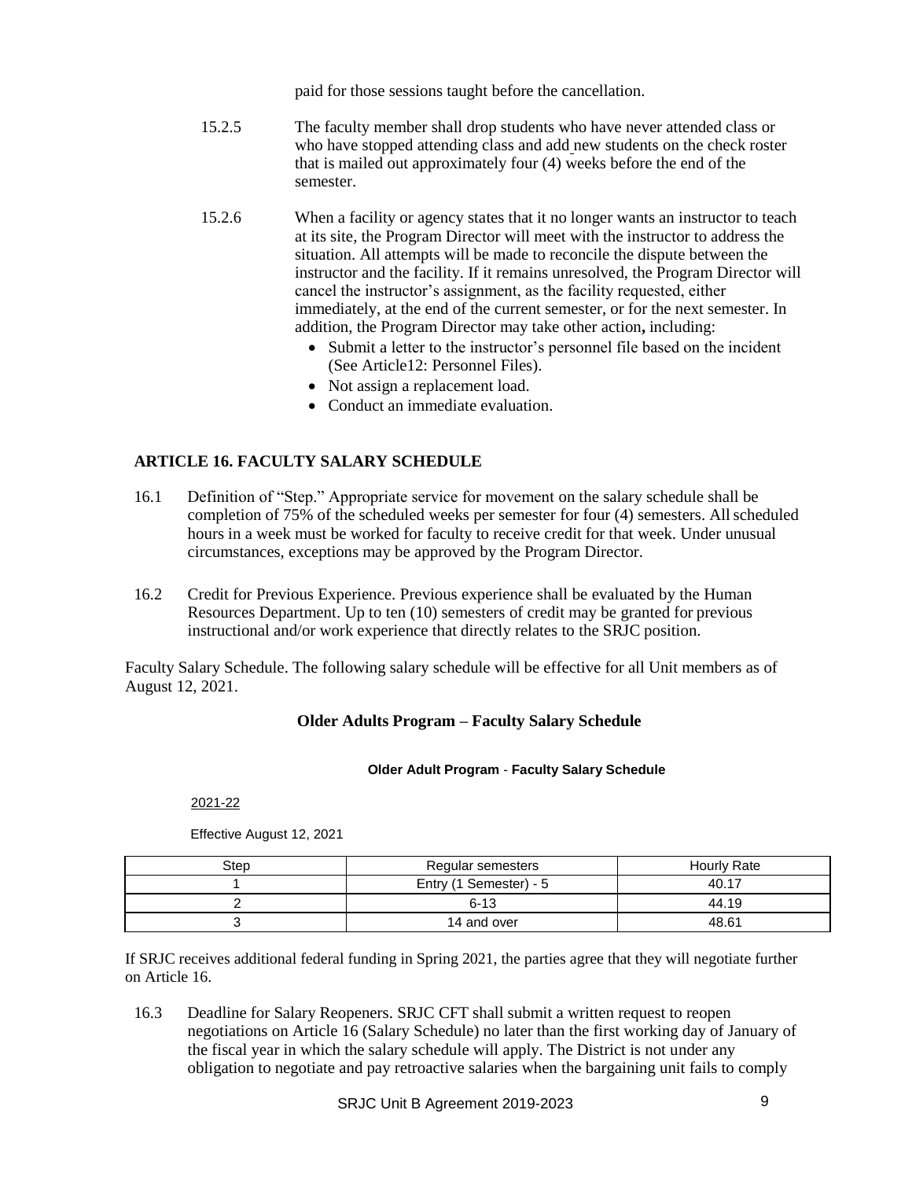paid for those sessions taught before the cancellation.

15.2.5 The faculty member shall drop students who have never attended class or who have stopped attending class and add new students on the check roster that is mailed out approximately four (4) weeks before the end of the semester.

15.2.6 When a facility or agency states that it no longer wants an instructor to teach at its site, the Program Director will meet with the instructor to address the situation. All attempts will be made to reconcile the dispute between the instructor and the facility. If it remains unresolved, the Program Director will cancel the instructor's assignment, as the facility requested, either immediately, at the end of the current semester, or for the next semester. In addition, the Program Director may take other action**,** including:

- Submit a letter to the instructor's personnel file based on the incident (See Article12: Personnel Files).
- Not assign a replacement load.
- Conduct an immediate evaluation.

## ARTICLE 16. FACULTY SALARY SCHEDULE

16.1 Definition of "Step." Appropriate service for movement on the salary schedule shall be completion of 75% of the scheduled weeks per semester for four (4) semesters. All scheduled hours in a week must be worked for faculty to receive credit for that week. Under unusual circumstances, exceptions may be approved by the Program Director.

16.2 Credit for Previous Experience. Previous experience shall be evaluated by the Human Resources Department. Up to ten (10) semesters of credit may be granted for previous instructional and/or work experience that directly relates to the SRJC position.

Faculty Salary Schedule. The following salary schedule will be effective for all Unit members as of August 12, 2021.

### Older Adults Program – Faculty Salary Schedule

**Older Adult Program - Faculty Salary Schedule**

2021-22

Effective August 12, 2021

| Step | Regular semesters | Hourly Rate |
|---|---|---|
| 1 | Entry (1 Semester) - 5 | 40.17 |
| 2 | 6-13 | 44.19 |
| 3 | 14 and over | 48.61 |

If SRJC receives additional federal funding in Spring 2021, the parties agree that they will negotiate further on Article 16.

16.3 Deadline for Salary Reopeners. SRJC CFT shall submit a written request to reopen negotiations on Article 16 (Salary Schedule) no later than the first working day of January of the fiscal year in which the salary schedule will apply. The District is not under any obligation to negotiate and pay retroactive salaries when the bargaining unit fails to comply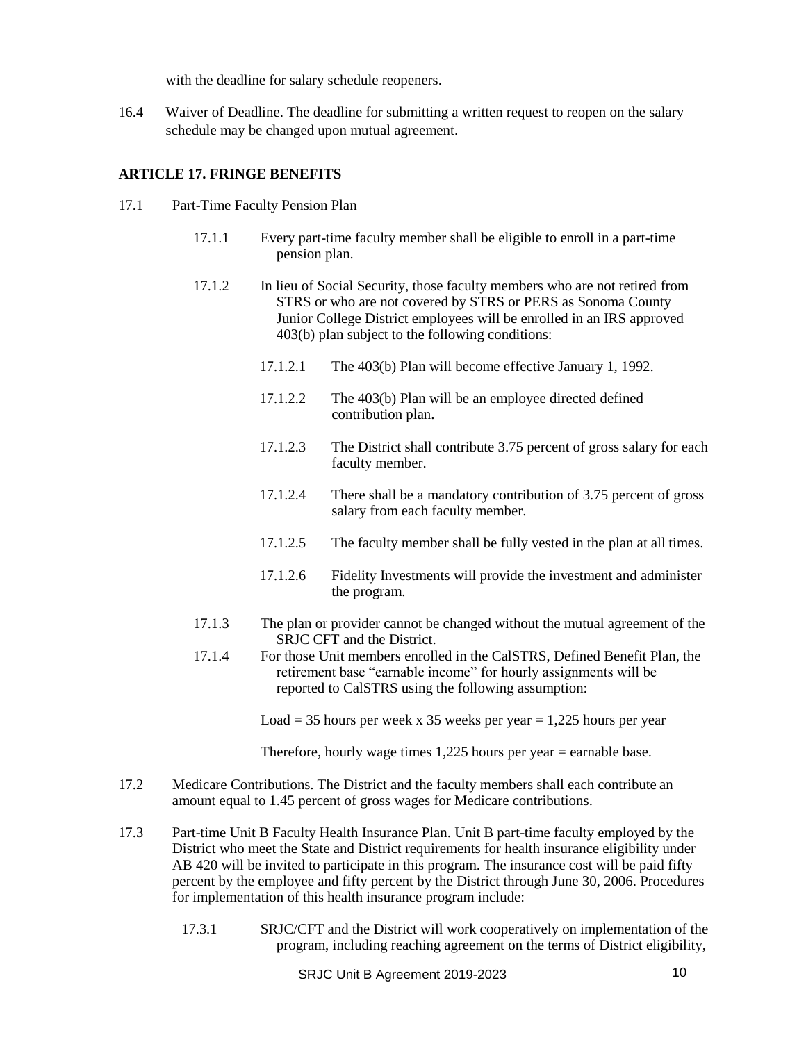with the deadline for salary schedule reopeners.

16.4 Waiver of Deadline. The deadline for submitting a written request to reopen on the salary schedule may be changed upon mutual agreement.

## ARTICLE 17. FRINGE BENEFITS

17.1 Part-Time Faculty Pension Plan

17.1.1 Every part-time faculty member shall be eligible to enroll in a part-time pension plan.

17.1.2 In lieu of Social Security, those faculty members who are not retired from STRS or who are not covered by STRS or PERS as Sonoma County Junior College District employees will be enrolled in an IRS approved 403(b) plan subject to the following conditions:

17.1.2.1 The 403(b) Plan will become effective January 1, 1992.

17.1.2.2 The 403(b) Plan will be an employee directed defined contribution plan.

17.1.2.3 The District shall contribute 3.75 percent of gross salary for each faculty member.

17.1.2.4 There shall be a mandatory contribution of 3.75 percent of gross salary from each faculty member.

17.1.2.5 The faculty member shall be fully vested in the plan at all times.

17.1.2.6 Fidelity Investments will provide the investment and administer the program.

17.1.3 The plan or provider cannot be changed without the mutual agreement of the SRJC CFT and the District.

17.1.4 For those Unit members enrolled in the CalSTRS, Defined Benefit Plan, the retirement base "earnable income" for hourly assignments will be reported to CalSTRS using the following assumption:

Load = 35 hours per week x 35 weeks per year = 1,225 hours per year

Therefore, hourly wage times 1,225 hours per year = earnable base.

17.2 Medicare Contributions. The District and the faculty members shall each contribute an amount equal to 1.45 percent of gross wages for Medicare contributions.

17.3 Part-time Unit B Faculty Health Insurance Plan. Unit B part-time faculty employed by the District who meet the State and District requirements for health insurance eligibility under AB 420 will be invited to participate in this program. The insurance cost will be paid fifty percent by the employee and fifty percent by the District through June 30, 2006. Procedures for implementation of this health insurance program include:

17.3.1 SRJC/CFT and the District will work cooperatively on implementation of the program, including reaching agreement on the terms of District eligibility,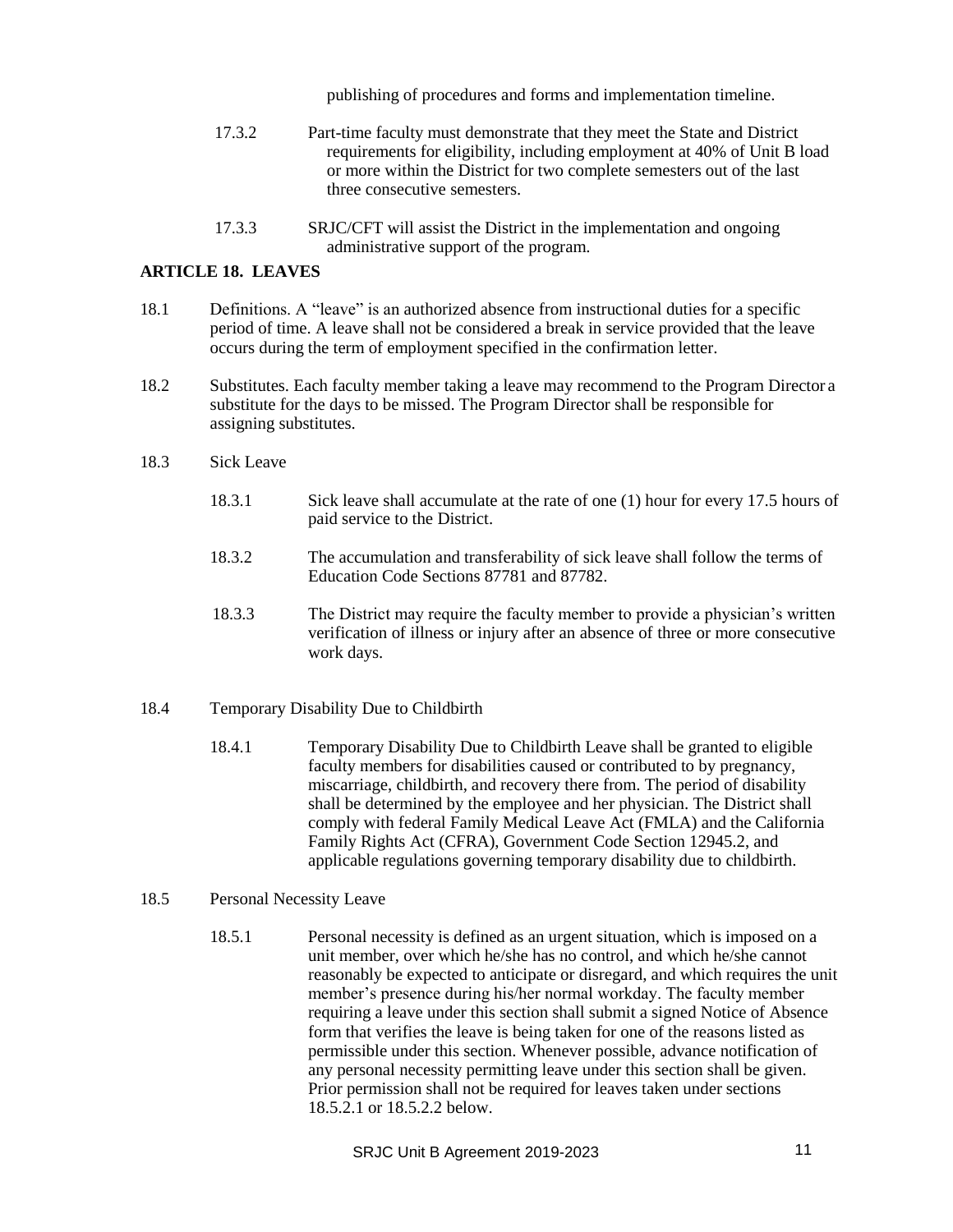publishing of procedures and forms and implementation timeline.

17.3.2 Part-time faculty must demonstrate that they meet the State and District requirements for eligibility, including employment at 40% of Unit B load or more within the District for two complete semesters out of the last three consecutive semesters.

17.3.3 SRJC/CFT will assist the District in the implementation and ongoing administrative support of the program.

## ARTICLE 18. LEAVES

18.1 Definitions. A "leave" is an authorized absence from instructional duties for a specific period of time. A leave shall not be considered a break in service provided that the leave occurs during the term of employment specified in the confirmation letter.

18.2 Substitutes. Each faculty member taking a leave may recommend to the Program Director a substitute for the days to be missed. The Program Director shall be responsible for assigning substitutes.

18.3 Sick Leave

18.3.1 Sick leave shall accumulate at the rate of one (1) hour for every 17.5 hours of paid service to the District.

18.3.2 The accumulation and transferability of sick leave shall follow the terms of Education Code Sections 87781 and 87782.

18.3.3 The District may require the faculty member to provide a physician's written verification of illness or injury after an absence of three or more consecutive work days.

18.4 Temporary Disability Due to Childbirth

18.4.1 Temporary Disability Due to Childbirth Leave shall be granted to eligible faculty members for disabilities caused or contributed to by pregnancy, miscarriage, childbirth, and recovery there from. The period of disability shall be determined by the employee and her physician. The District shall comply with federal Family Medical Leave Act (FMLA) and the California Family Rights Act (CFRA), Government Code Section 12945.2, and applicable regulations governing temporary disability due to childbirth.

18.5 Personal Necessity Leave

18.5.1 Personal necessity is defined as an urgent situation, which is imposed on a unit member, over which he/she has no control, and which he/she cannot reasonably be expected to anticipate or disregard, and which requires the unit member's presence during his/her normal workday. The faculty member requiring a leave under this section shall submit a signed Notice of Absence form that verifies the leave is being taken for one of the reasons listed as permissible under this section. Whenever possible, advance notification of any personal necessity permitting leave under this section shall be given. Prior permission shall not be required for leaves taken under sections 18.5.2.1 or 18.5.2.2 below.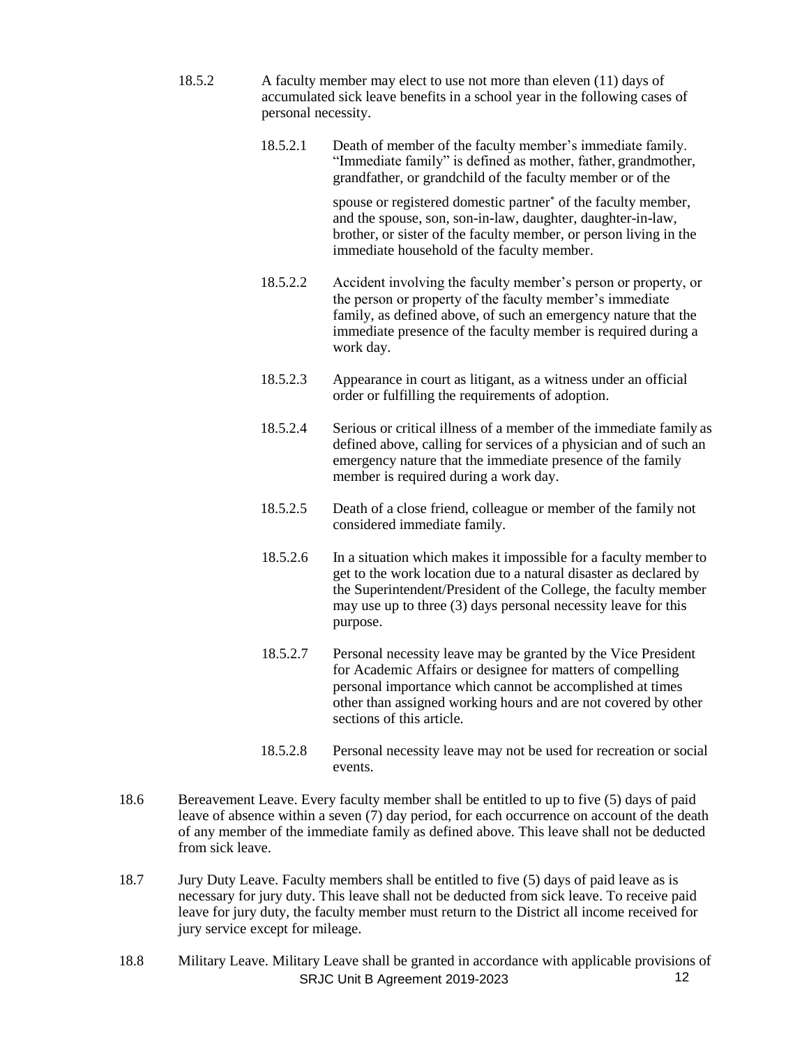18.5.2 A faculty member may elect to use not more than eleven (11) days of accumulated sick leave benefits in a school year in the following cases of personal necessity.

18.5.2.1 Death of member of the faculty member's immediate family. "Immediate family" is defined as mother, father, grandmother, grandfather, or grandchild of the faculty member or of the spouse or registered domestic partner* of the faculty member, and the spouse, son, son-in-law, daughter, daughter-in-law, brother, or sister of the faculty member, or person living in the immediate household of the faculty member.

18.5.2.2 Accident involving the faculty member's person or property, or the person or property of the faculty member's immediate family, as defined above, of such an emergency nature that the immediate presence of the faculty member is required during a work day.

18.5.2.3 Appearance in court as litigant, as a witness under an official order or fulfilling the requirements of adoption.

18.5.2.4 Serious or critical illness of a member of the immediate family as defined above, calling for services of a physician and of such an emergency nature that the immediate presence of the family member is required during a work day.

18.5.2.5 Death of a close friend, colleague or member of the family not considered immediate family.

18.5.2.6 In a situation which makes it impossible for a faculty member to get to the work location due to a natural disaster as declared by the Superintendent/President of the College, the faculty member may use up to three (3) days personal necessity leave for this purpose.

18.5.2.7 Personal necessity leave may be granted by the Vice President for Academic Affairs or designee for matters of compelling personal importance which cannot be accomplished at times other than assigned working hours and are not covered by other sections of this article.

18.5.2.8 Personal necessity leave may not be used for recreation or social events.

18.6 Bereavement Leave. Every faculty member shall be entitled to up to five (5) days of paid leave of absence within a seven (7) day period, for each occurrence on account of the death of any member of the immediate family as defined above. This leave shall not be deducted from sick leave.

18.7 Jury Duty Leave. Faculty members shall be entitled to five (5) days of paid leave as is necessary for jury duty. This leave shall not be deducted from sick leave. To receive paid leave for jury duty, the faculty member must return to the District all income received for jury service except for mileage.

18.8 Military Leave. Military Leave shall be granted in accordance with applicable provisions of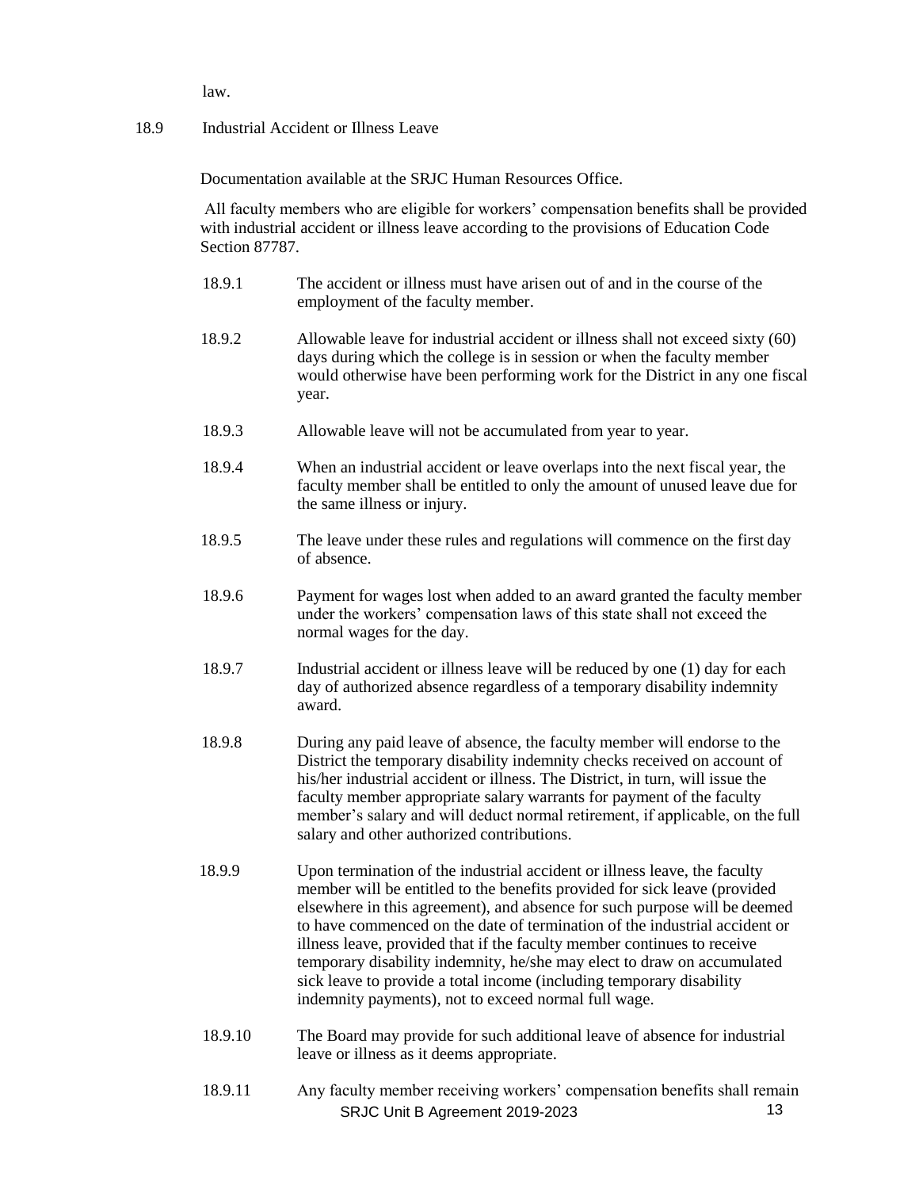law.

18.9 Industrial Accident or Illness Leave

Documentation available at the SRJC Human Resources Office.

All faculty members who are eligible for workers' compensation benefits shall be provided with industrial accident or illness leave according to the provisions of Education Code Section 87787.

18.9.1 The accident or illness must have arisen out of and in the course of the employment of the faculty member.

18.9.2 Allowable leave for industrial accident or illness shall not exceed sixty (60) days during which the college is in session or when the faculty member would otherwise have been performing work for the District in any one fiscal year.

18.9.3 Allowable leave will not be accumulated from year to year.

18.9.4 When an industrial accident or leave overlaps into the next fiscal year, the faculty member shall be entitled to only the amount of unused leave due for the same illness or injury.

18.9.5 The leave under these rules and regulations will commence on the first day of absence.

18.9.6 Payment for wages lost when added to an award granted the faculty member under the workers' compensation laws of this state shall not exceed the normal wages for the day.

18.9.7 Industrial accident or illness leave will be reduced by one (1) day for each day of authorized absence regardless of a temporary disability indemnity award.

18.9.8 During any paid leave of absence, the faculty member will endorse to the District the temporary disability indemnity checks received on account of his/her industrial accident or illness. The District, in turn, will issue the faculty member appropriate salary warrants for payment of the faculty member's salary and will deduct normal retirement, if applicable, on the full salary and other authorized contributions.

18.9.9 Upon termination of the industrial accident or illness leave, the faculty member will be entitled to the benefits provided for sick leave (provided elsewhere in this agreement), and absence for such purpose will be deemed to have commenced on the date of termination of the industrial accident or illness leave, provided that if the faculty member continues to receive temporary disability indemnity, he/she may elect to draw on accumulated sick leave to provide a total income (including temporary disability indemnity payments), not to exceed normal full wage.

18.9.10 The Board may provide for such additional leave of absence for industrial leave or illness as it deems appropriate.

18.9.11 Any faculty member receiving workers' compensation benefits shall remain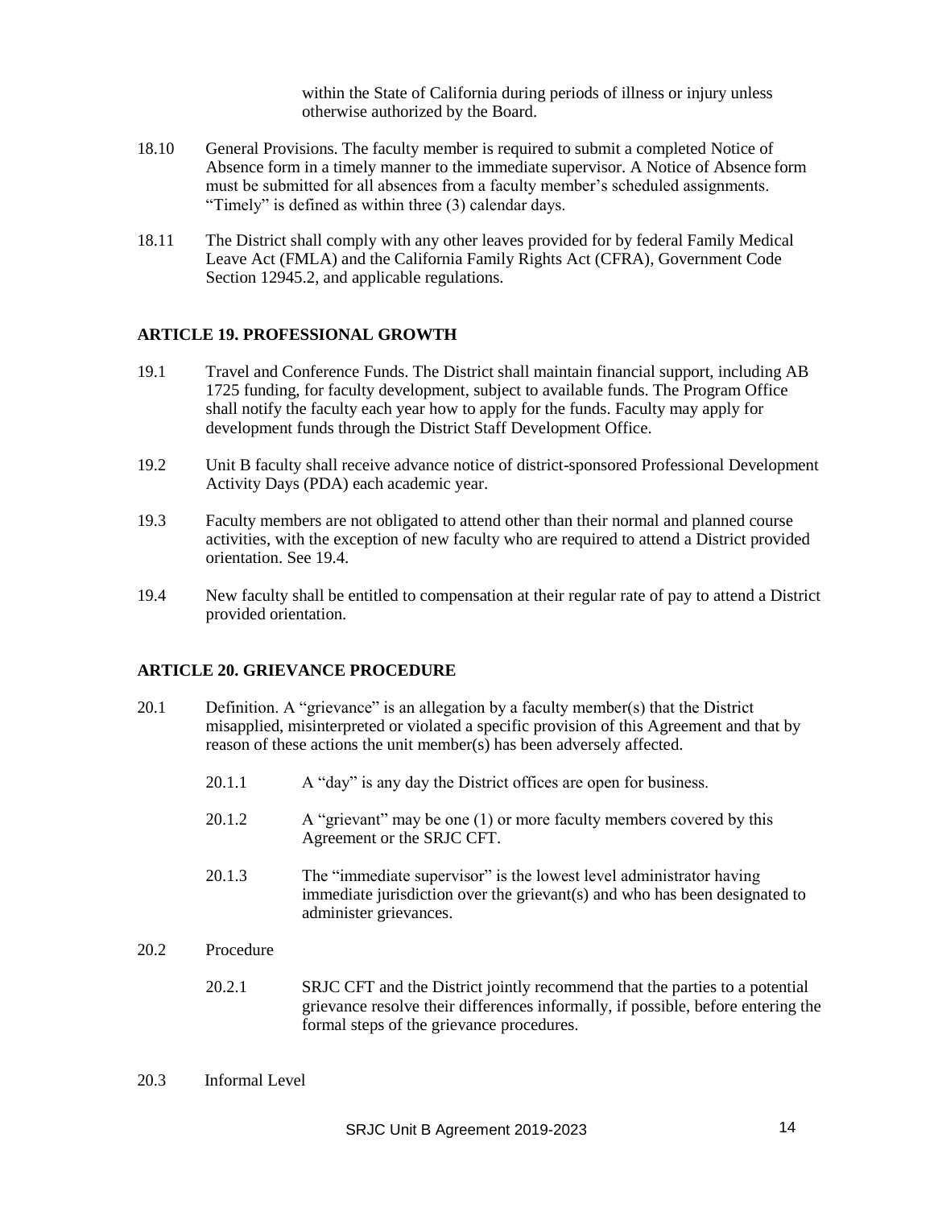within the State of California during periods of illness or injury unless otherwise authorized by the Board.

18.10 General Provisions. The faculty member is required to submit a completed Notice of Absence form in a timely manner to the immediate supervisor. A Notice of Absence form must be submitted for all absences from a faculty member's scheduled assignments. "Timely" is defined as within three (3) calendar days.

18.11 The District shall comply with any other leaves provided for by federal Family Medical Leave Act (FMLA) and the California Family Rights Act (CFRA), Government Code Section 12945.2, and applicable regulations.

## ARTICLE 19. PROFESSIONAL GROWTH

19.1 Travel and Conference Funds. The District shall maintain financial support, including AB 1725 funding, for faculty development, subject to available funds. The Program Office shall notify the faculty each year how to apply for the funds. Faculty may apply for development funds through the District Staff Development Office.

19.2 Unit B faculty shall receive advance notice of district-sponsored Professional Development Activity Days (PDA) each academic year.

19.3 Faculty members are not obligated to attend other than their normal and planned course activities, with the exception of new faculty who are required to attend a District provided orientation. See 19.4.

19.4 New faculty shall be entitled to compensation at their regular rate of pay to attend a District provided orientation.

## ARTICLE 20. GRIEVANCE PROCEDURE

20.1 Definition. A "grievance" is an allegation by a faculty member(s) that the District misapplied, misinterpreted or violated a specific provision of this Agreement and that by reason of these actions the unit member(s) has been adversely affected.

20.1.1 A "day" is any day the District offices are open for business.

20.1.2 A "grievant" may be one (1) or more faculty members covered by this Agreement or the SRJC CFT.

20.1.3 The "immediate supervisor" is the lowest level administrator having immediate jurisdiction over the grievant(s) and who has been designated to administer grievances.

20.2 Procedure

20.2.1 SRJC CFT and the District jointly recommend that the parties to a potential grievance resolve their differences informally, if possible, before entering the formal steps of the grievance procedures.

20.3 Informal Level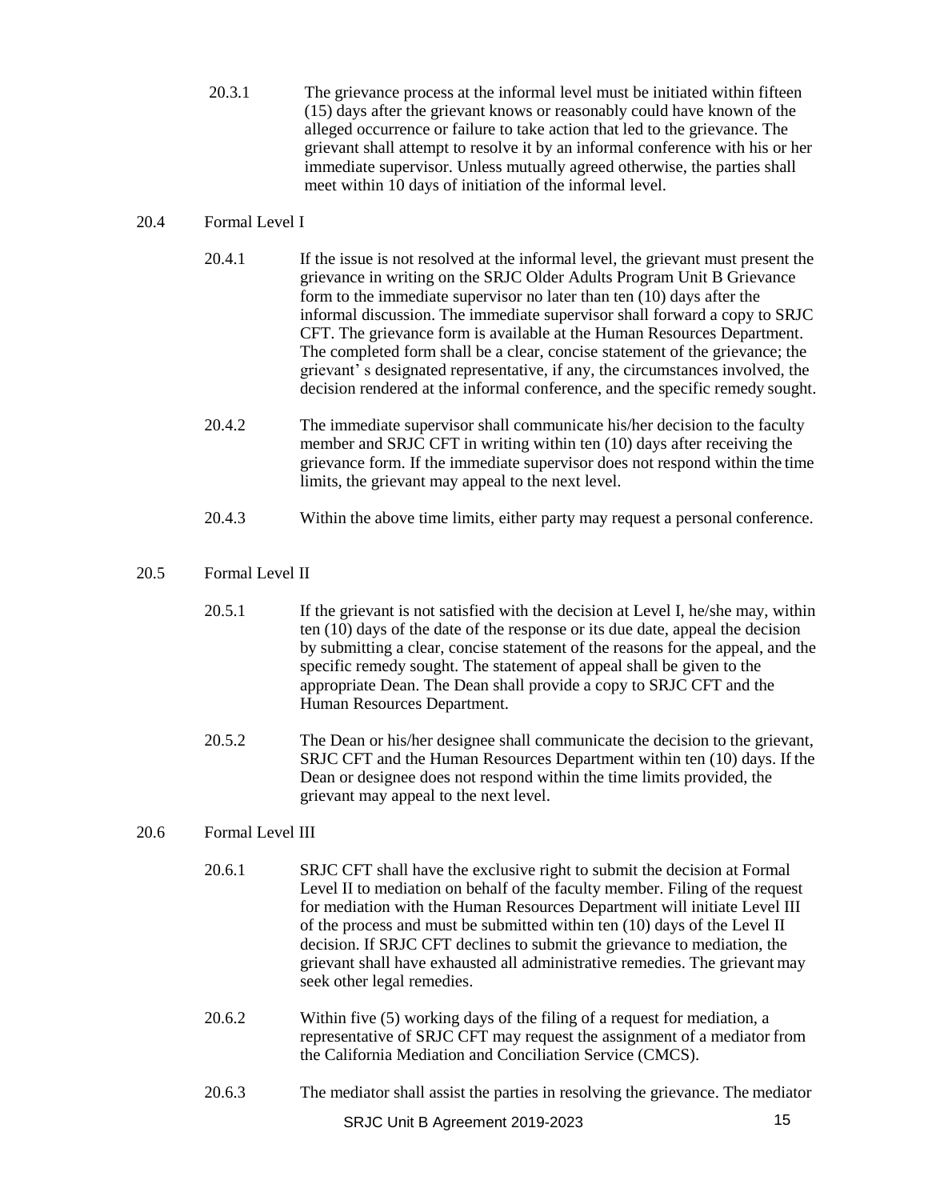20.3.1 The grievance process at the informal level must be initiated within fifteen (15) days after the grievant knows or reasonably could have known of the alleged occurrence or failure to take action that led to the grievance. The grievant shall attempt to resolve it by an informal conference with his or her immediate supervisor. Unless mutually agreed otherwise, the parties shall meet within 10 days of initiation of the informal level.

20.4 Formal Level I

20.4.1 If the issue is not resolved at the informal level, the grievant must present the grievance in writing on the SRJC Older Adults Program Unit B Grievance form to the immediate supervisor no later than ten (10) days after the informal discussion. The immediate supervisor shall forward a copy to SRJC CFT. The grievance form is available at the Human Resources Department. The completed form shall be a clear, concise statement of the grievance; the grievant' s designated representative, if any, the circumstances involved, the decision rendered at the informal conference, and the specific remedy sought.

20.4.2 The immediate supervisor shall communicate his/her decision to the faculty member and SRJC CFT in writing within ten (10) days after receiving the grievance form. If the immediate supervisor does not respond within the time limits, the grievant may appeal to the next level.

20.4.3 Within the above time limits, either party may request a personal conference.

20.5 Formal Level II

20.5.1 If the grievant is not satisfied with the decision at Level I, he/she may, within ten (10) days of the date of the response or its due date, appeal the decision by submitting a clear, concise statement of the reasons for the appeal, and the specific remedy sought. The statement of appeal shall be given to the appropriate Dean. The Dean shall provide a copy to SRJC CFT and the Human Resources Department.

20.5.2 The Dean or his/her designee shall communicate the decision to the grievant, SRJC CFT and the Human Resources Department within ten (10) days. If the Dean or designee does not respond within the time limits provided, the grievant may appeal to the next level.

20.6 Formal Level III

20.6.1 SRJC CFT shall have the exclusive right to submit the decision at Formal Level II to mediation on behalf of the faculty member. Filing of the request for mediation with the Human Resources Department will initiate Level III of the process and must be submitted within ten (10) days of the Level II decision. If SRJC CFT declines to submit the grievance to mediation, the grievant shall have exhausted all administrative remedies. The grievant may seek other legal remedies.

20.6.2 Within five (5) working days of the filing of a request for mediation, a representative of SRJC CFT may request the assignment of a mediator from the California Mediation and Conciliation Service (CMCS).

20.6.3 The mediator shall assist the parties in resolving the grievance. The mediator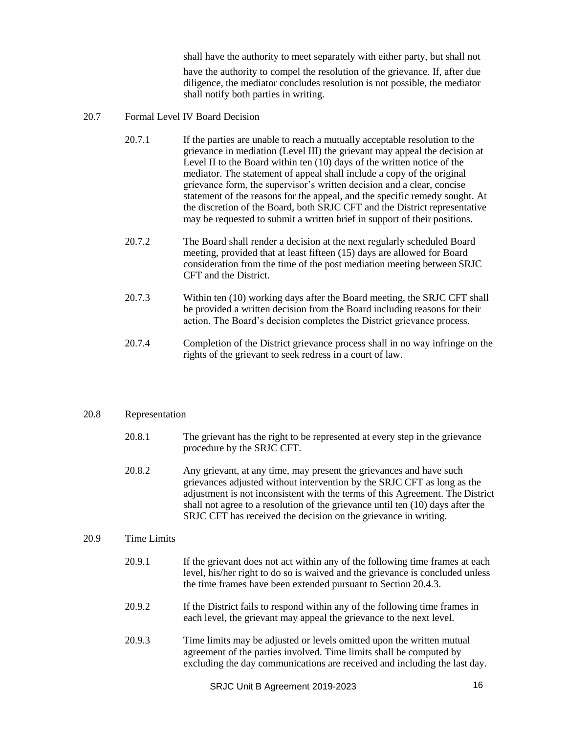shall have the authority to meet separately with either party, but shall not have the authority to compel the resolution of the grievance. If, after due diligence, the mediator concludes resolution is not possible, the mediator shall notify both parties in writing.

20.7 Formal Level IV Board Decision

20.7.1 If the parties are unable to reach a mutually acceptable resolution to the grievance in mediation (Level III) the grievant may appeal the decision at Level II to the Board within ten (10) days of the written notice of the mediator. The statement of appeal shall include a copy of the original grievance form, the supervisor's written decision and a clear, concise statement of the reasons for the appeal, and the specific remedy sought. At the discretion of the Board, both SRJC CFT and the District representative may be requested to submit a written brief in support of their positions.

20.7.2 The Board shall render a decision at the next regularly scheduled Board meeting, provided that at least fifteen (15) days are allowed for Board consideration from the time of the post mediation meeting between SRJC CFT and the District.

20.7.3 Within ten (10) working days after the Board meeting, the SRJC CFT shall be provided a written decision from the Board including reasons for their action. The Board's decision completes the District grievance process.

20.7.4 Completion of the District grievance process shall in no way infringe on the rights of the grievant to seek redress in a court of law.

20.8 Representation

20.8.1 The grievant has the right to be represented at every step in the grievance procedure by the SRJC CFT.

20.8.2 Any grievant, at any time, may present the grievances and have such grievances adjusted without intervention by the SRJC CFT as long as the adjustment is not inconsistent with the terms of this Agreement. The District shall not agree to a resolution of the grievance until ten (10) days after the SRJC CFT has received the decision on the grievance in writing.

20.9 Time Limits

20.9.1 If the grievant does not act within any of the following time frames at each level, his/her right to do so is waived and the grievance is concluded unless the time frames have been extended pursuant to Section 20.4.3.

20.9.2 If the District fails to respond within any of the following time frames in each level, the grievant may appeal the grievance to the next level.

20.9.3 Time limits may be adjusted or levels omitted upon the written mutual agreement of the parties involved. Time limits shall be computed by excluding the day communications are received and including the last day.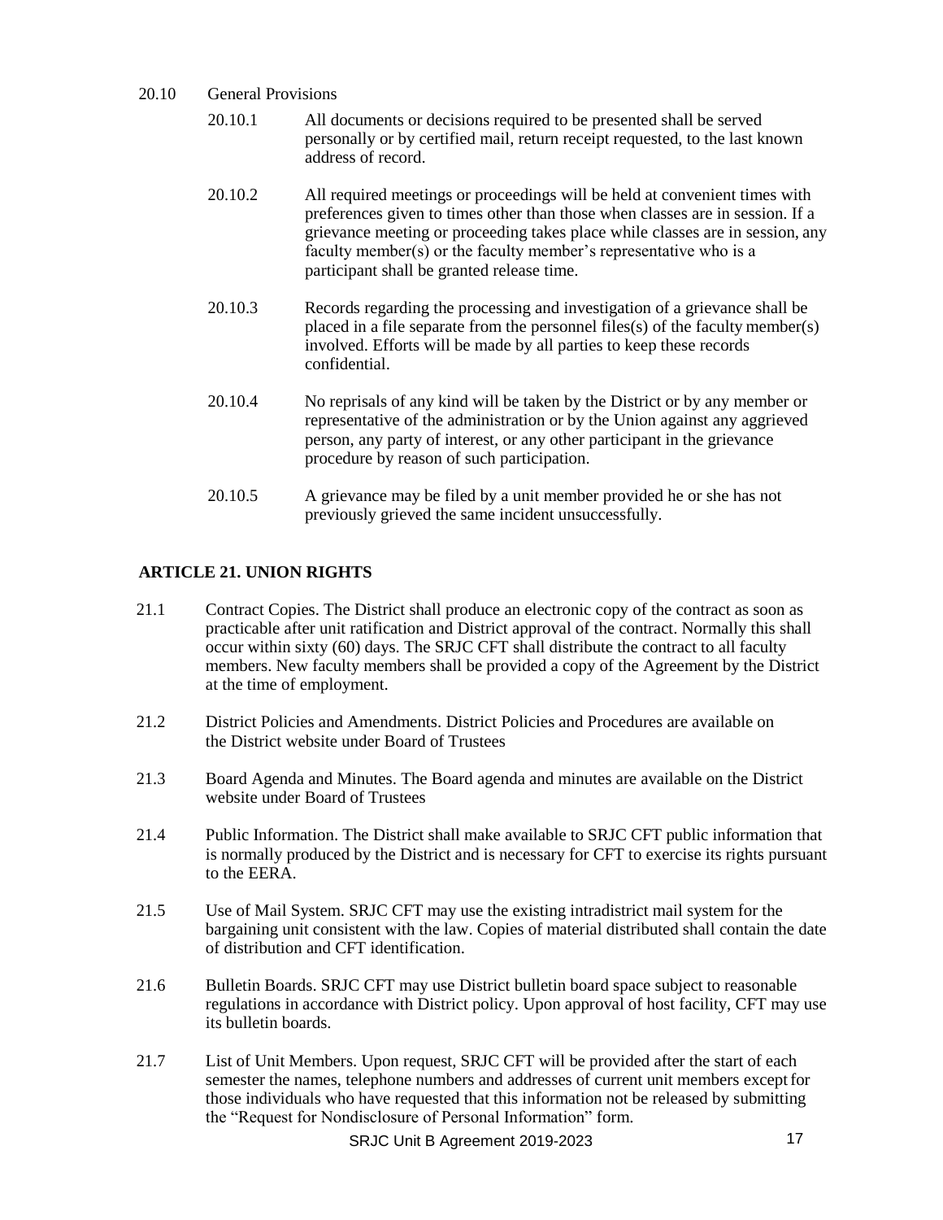20.10 General Provisions

20.10.1 All documents or decisions required to be presented shall be served personally or by certified mail, return receipt requested, to the last known address of record.

20.10.2 All required meetings or proceedings will be held at convenient times with preferences given to times other than those when classes are in session. If a grievance meeting or proceeding takes place while classes are in session, any faculty member(s) or the faculty member's representative who is a participant shall be granted release time.

20.10.3 Records regarding the processing and investigation of a grievance shall be placed in a file separate from the personnel files(s) of the faculty member(s) involved. Efforts will be made by all parties to keep these records confidential.

20.10.4 No reprisals of any kind will be taken by the District or by any member or representative of the administration or by the Union against any aggrieved person, any party of interest, or any other participant in the grievance procedure by reason of such participation.

20.10.5 A grievance may be filed by a unit member provided he or she has not previously grieved the same incident unsuccessfully.

## ARTICLE 21. UNION RIGHTS

21.1 Contract Copies. The District shall produce an electronic copy of the contract as soon as practicable after unit ratification and District approval of the contract. Normally this shall occur within sixty (60) days. The SRJC CFT shall distribute the contract to all faculty members. New faculty members shall be provided a copy of the Agreement by the District at the time of employment.

21.2 District Policies and Amendments. District Policies and Procedures are available on the District website under Board of Trustees

21.3 Board Agenda and Minutes. The Board agenda and minutes are available on the District website under Board of Trustees

21.4 Public Information. The District shall make available to SRJC CFT public information that is normally produced by the District and is necessary for CFT to exercise its rights pursuant to the EERA.

21.5 Use of Mail System. SRJC CFT may use the existing intradistrict mail system for the bargaining unit consistent with the law. Copies of material distributed shall contain the date of distribution and CFT identification.

21.6 Bulletin Boards. SRJC CFT may use District bulletin board space subject to reasonable regulations in accordance with District policy. Upon approval of host facility, CFT may use its bulletin boards.

21.7 List of Unit Members. Upon request, SRJC CFT will be provided after the start of each semester the names, telephone numbers and addresses of current unit members except for those individuals who have requested that this information not be released by submitting the "Request for Nondisclosure of Personal Information" form.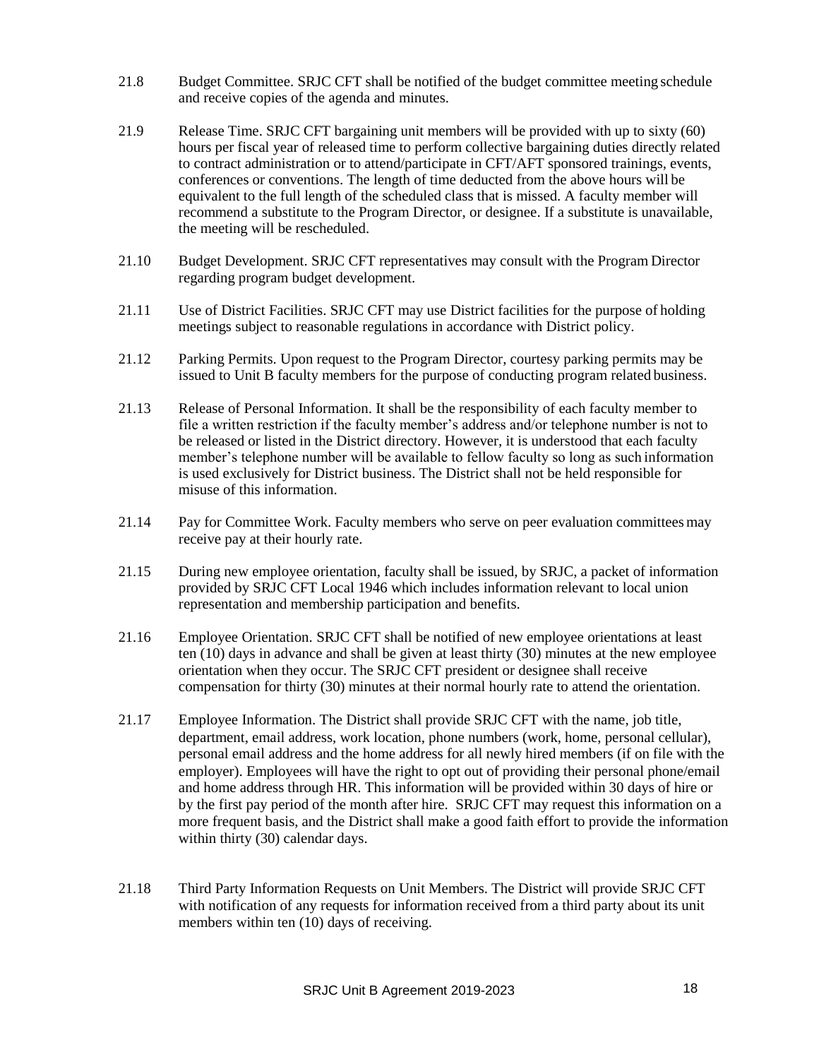21.8 Budget Committee. SRJC CFT shall be notified of the budget committee meeting schedule and receive copies of the agenda and minutes.

21.9 Release Time. SRJC CFT bargaining unit members will be provided with up to sixty (60) hours per fiscal year of released time to perform collective bargaining duties directly related to contract administration or to attend/participate in CFT/AFT sponsored trainings, events, conferences or conventions. The length of time deducted from the above hours will be equivalent to the full length of the scheduled class that is missed. A faculty member will recommend a substitute to the Program Director, or designee. If a substitute is unavailable, the meeting will be rescheduled.

21.10 Budget Development. SRJC CFT representatives may consult with the Program Director regarding program budget development.

21.11 Use of District Facilities. SRJC CFT may use District facilities for the purpose of holding meetings subject to reasonable regulations in accordance with District policy.

21.12 Parking Permits. Upon request to the Program Director, courtesy parking permits may be issued to Unit B faculty members for the purpose of conducting program related business.

21.13 Release of Personal Information. It shall be the responsibility of each faculty member to file a written restriction if the faculty member's address and/or telephone number is not to be released or listed in the District directory. However, it is understood that each faculty member's telephone number will be available to fellow faculty so long as such information is used exclusively for District business. The District shall not be held responsible for misuse of this information.

21.14 Pay for Committee Work. Faculty members who serve on peer evaluation committees may receive pay at their hourly rate.

21.15 During new employee orientation, faculty shall be issued, by SRJC, a packet of information provided by SRJC CFT Local 1946 which includes information relevant to local union representation and membership participation and benefits.

21.16 Employee Orientation. SRJC CFT shall be notified of new employee orientations at least ten (10) days in advance and shall be given at least thirty (30) minutes at the new employee orientation when they occur. The SRJC CFT president or designee shall receive compensation for thirty (30) minutes at their normal hourly rate to attend the orientation.

21.17 Employee Information. The District shall provide SRJC CFT with the name, job title, department, email address, work location, phone numbers (work, home, personal cellular), personal email address and the home address for all newly hired members (if on file with the employer). Employees will have the right to opt out of providing their personal phone/email and home address through HR. This information will be provided within 30 days of hire or by the first pay period of the month after hire. SRJC CFT may request this information on a more frequent basis, and the District shall make a good faith effort to provide the information within thirty (30) calendar days.

21.18 Third Party Information Requests on Unit Members. The District will provide SRJC CFT with notification of any requests for information received from a third party about its unit members within ten (10) days of receiving.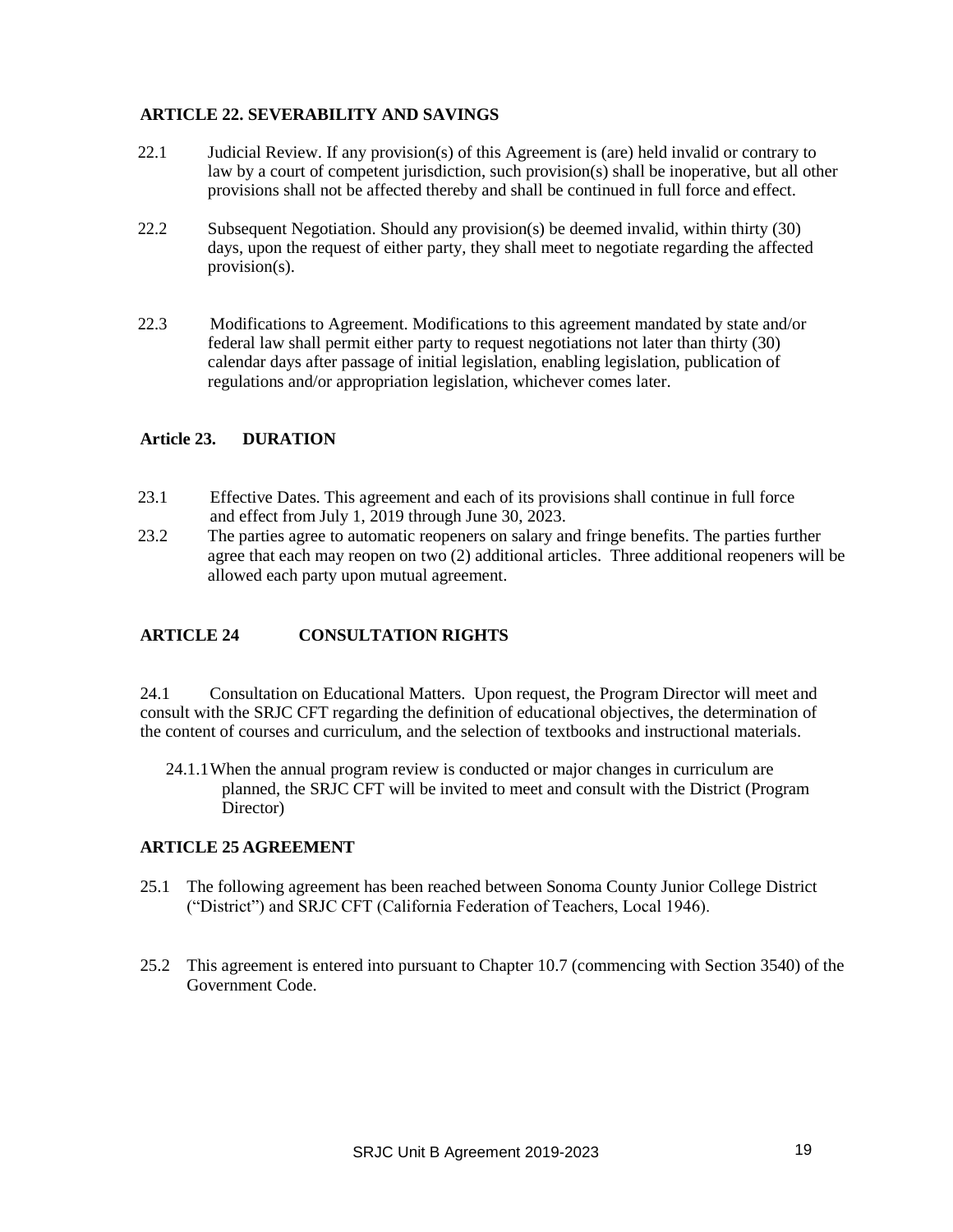## ARTICLE 22. SEVERABILITY AND SAVINGS

22.1 Judicial Review. If any provision(s) of this Agreement is (are) held invalid or contrary to law by a court of competent jurisdiction, such provision(s) shall be inoperative, but all other provisions shall not be affected thereby and shall be continued in full force and effect.

22.2 Subsequent Negotiation. Should any provision(s) be deemed invalid, within thirty (30) days, upon the request of either party, they shall meet to negotiate regarding the affected provision(s).

22.3 Modifications to Agreement. Modifications to this agreement mandated by state and/or federal law shall permit either party to request negotiations not later than thirty (30) calendar days after passage of initial legislation, enabling legislation, publication of regulations and/or appropriation legislation, whichever comes later.

## Article 23. DURATION

23.1 Effective Dates. This agreement and each of its provisions shall continue in full force and effect from July 1, 2019 through June 30, 2023.

23.2 The parties agree to automatic reopeners on salary and fringe benefits. The parties further agree that each may reopen on two (2) additional articles. Three additional reopeners will be allowed each party upon mutual agreement.

## ARTICLE 24 CONSULTATION RIGHTS

24.1 Consultation on Educational Matters. Upon request, the Program Director will meet and consult with the SRJC CFT regarding the definition of educational objectives, the determination of the content of courses and curriculum, and the selection of textbooks and instructional materials.

24.1.1 When the annual program review is conducted or major changes in curriculum are planned, the SRJC CFT will be invited to meet and consult with the District (Program Director)

## ARTICLE 25 AGREEMENT

25.1 The following agreement has been reached between Sonoma County Junior College District ("District") and SRJC CFT (California Federation of Teachers, Local 1946).

25.2 This agreement is entered into pursuant to Chapter 10.7 (commencing with Section 3540) of the Government Code.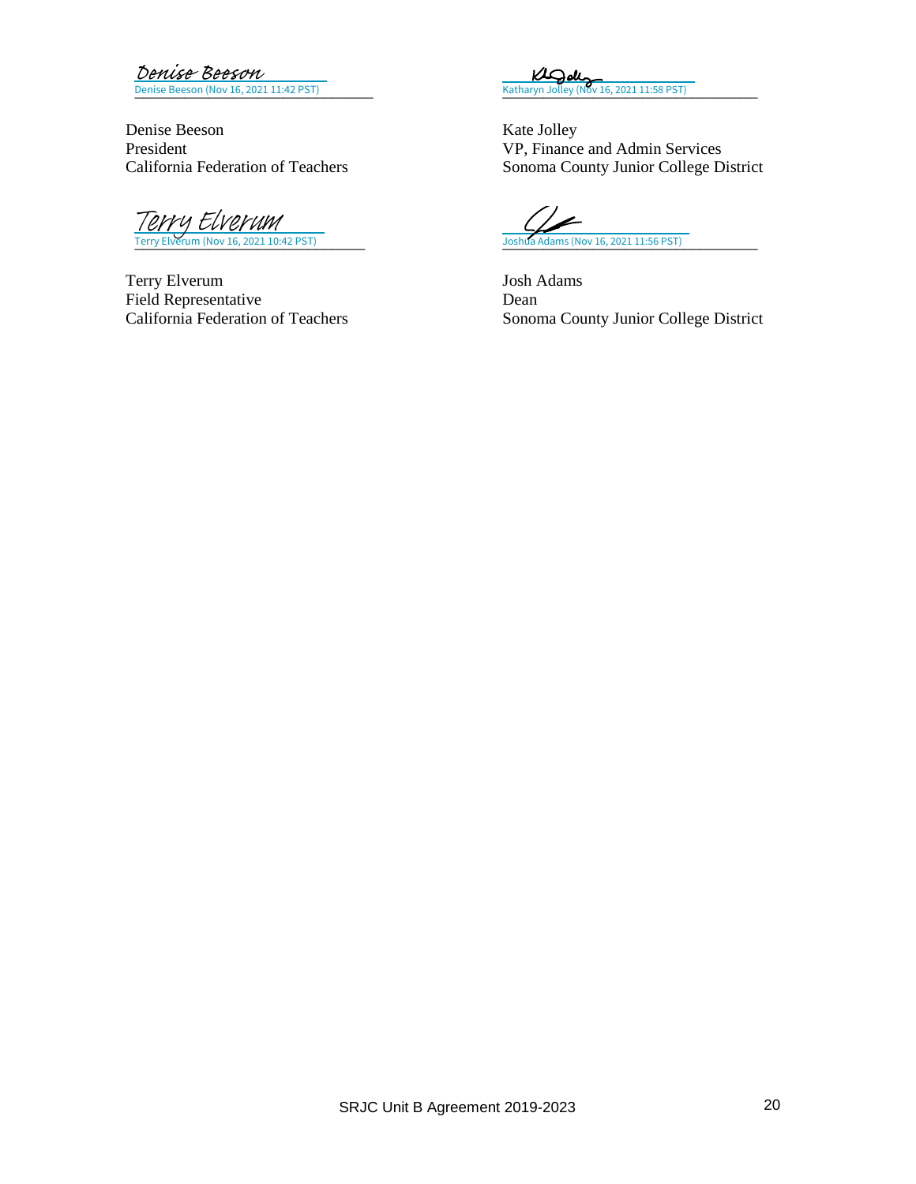Denise Beeson
Denise Beeson (Nov 16, 2021 11:42 PST)

Denise Beeson
President
California Federation of Teachers

Katharyn Jolley (Nov 16, 2021 11:58 PST)

Kate Jolley
VP, Finance and Admin Services
Sonoma County Junior College District

Terry Elverum
Terry Elverum (Nov 16, 2021 10:42 PST)

Terry Elverum
Field Representative
California Federation of Teachers

Joshua Adams (Nov 16, 2021 11:56 PST)

Josh Adams
Dean
Sonoma County Junior College District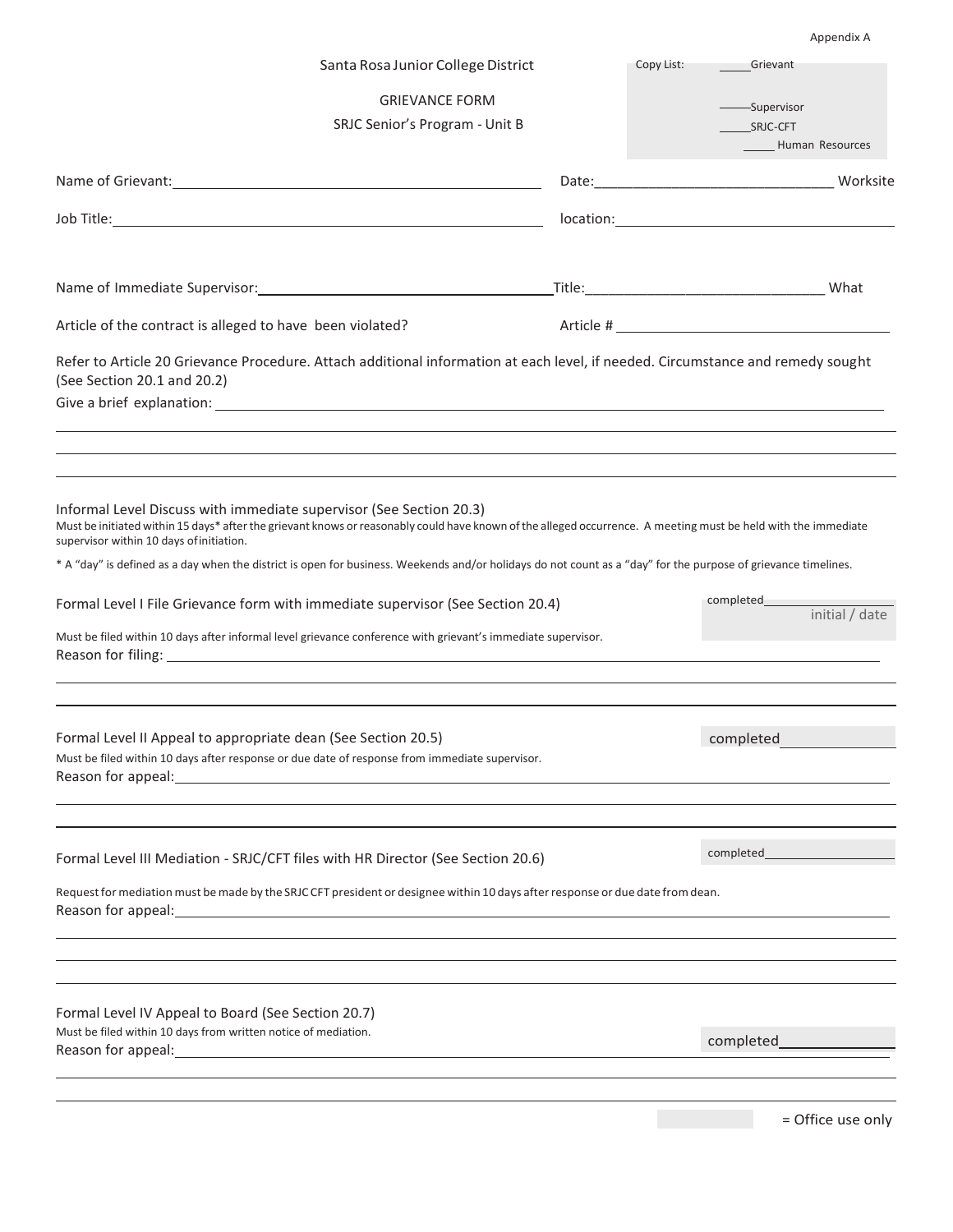Appendix A

Santa Rosa Junior College District

GRIEVANCE FORM

SRJC Senior's Program - Unit B

Copy List: _____Grievant

_____Supervisor

_____SRJC-CFT

_____ Human Resources

Name of Grievant:______________________________ Date:______________________________ Worksite

Job Title:______________________________ location:______________________________

Name of Immediate Supervisor:______________________________ Title:______________________________ What

Article of the contract is alleged to have been violated? Article # ______________________________

Refer to Article 20 Grievance Procedure. Attach additional information at each level, if needed. Circumstance and remedy sought (See Section 20.1 and 20.2)

Give a brief explanation: ______________________________

______________________________

______________________________

______________________________

Informal Level Discuss with immediate supervisor (See Section 20.3)

Must be initiated within 15 days* after the grievant knows or reasonably could have known of the alleged occurrence. A meeting must be held with the immediate supervisor within 10 days of initiation.

* A "day" is defined as a day when the district is open for business. Weekends and/or holidays do not count as a "day" for the purpose of grievance timelines.

Formal Level I File Grievance form with immediate supervisor (See Section 20.4) completed__________ initial / date

Must be filed within 10 days after informal level grievance conference with grievant's immediate supervisor.

Reason for filing: ______________________________

______________________________

______________________________

Formal Level II Appeal to appropriate dean (See Section 20.5) completed__________

Must be filed within 10 days after response or due date of response from immediate supervisor.

Reason for appeal:______________________________

______________________________

______________________________

Formal Level III Mediation - SRJC/CFT files with HR Director (See Section 20.6) completed__________

Request for mediation must be made by the SRJC CFT president or designee within 10 days after response or due date from dean.

Reason for appeal:______________________________

______________________________

______________________________

______________________________

Formal Level IV Appeal to Board (See Section 20.7)

Must be filed within 10 days from written notice of mediation.

Reason for appeal:______________________________ completed__________

______________________________

______________________________

= Office use only